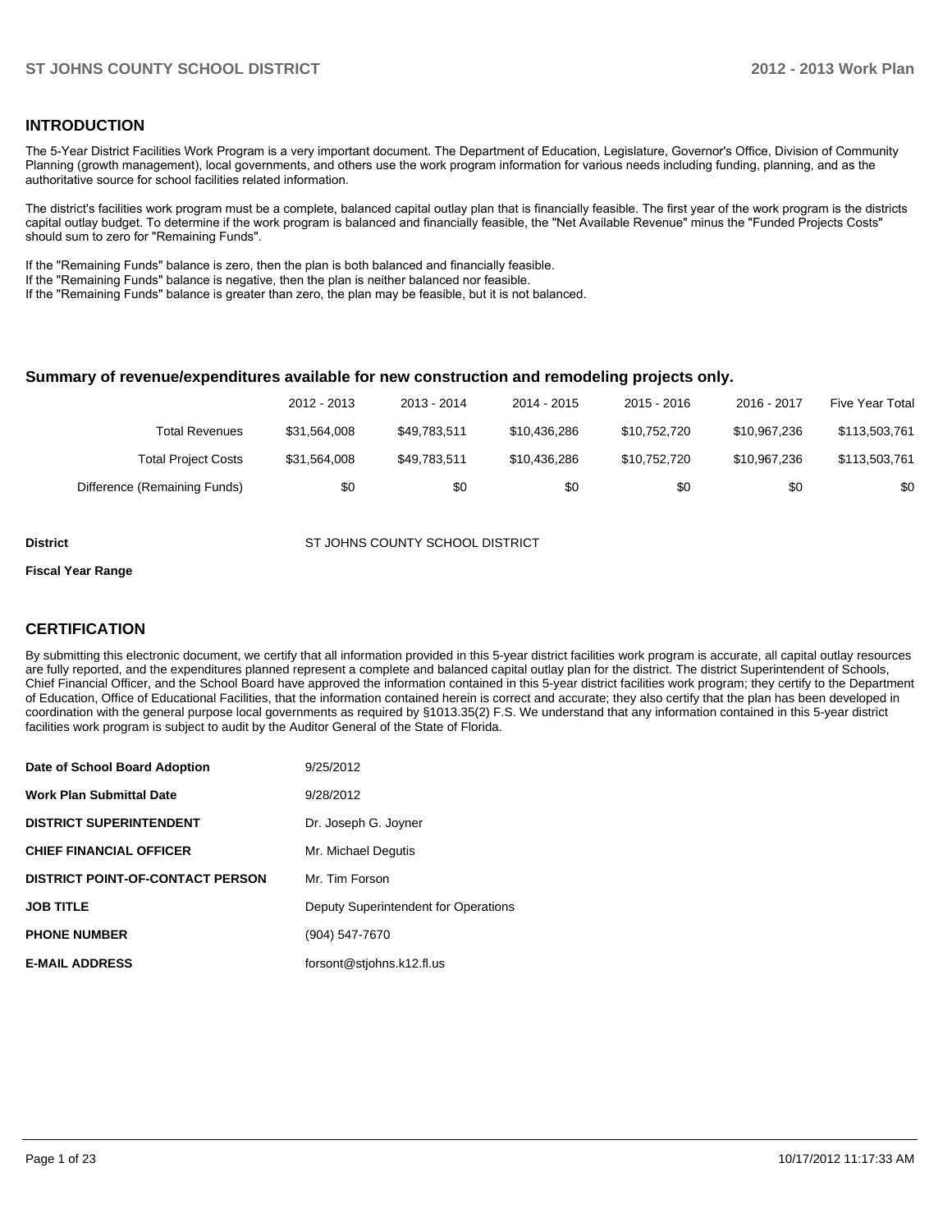## INTRODUCTION

The 5-Year District Facilities Work Program is a very important document. The Department of Education, Legislature, Governor's Office, Division of Community Planning (growth management), local governments, and others use the work program information for various needs including funding, planning, and as the authoritative source for school facilities related information.

The district's facilities work program must be a complete, balanced capital outlay plan that is financially feasible. The first year of the work program is the districts capital outlay budget. To determine if the work program is balanced and financially feasible, the "Net Available Revenue" minus the "Funded Projects Costs" should sum to zero for "Remaining Funds".

If the "Remaining Funds" balance is zero, then the plan is both balanced and financially feasible.
If the "Remaining Funds" balance is negative, then the plan is neither balanced nor feasible.
If the "Remaining Funds" balance is greater than zero, the plan may be feasible, but it is not balanced.

### Summary of revenue/expenditures available for new construction and remodeling projects only.

| | 2012 - 2013 | 2013 - 2014 | 2014 - 2015 | 2015 - 2016 | 2016 - 2017 | Five Year Total |
|---|---|---|---|---|---|---|
| Total Revenues | $31,564,008 | $49,783,511 | $10,436,286 | $10,752,720 | $10,967,236 | $113,503,761 |
| Total Project Costs | $31,564,008 | $49,783,511 | $10,436,286 | $10,752,720 | $10,967,236 | $113,503,761 |
| Difference (Remaining Funds) | $0 | $0 | $0 | $0 | $0 | $0 |

**District** ST JOHNS COUNTY SCHOOL DISTRICT

**Fiscal Year Range**

## CERTIFICATION

By submitting this electronic document, we certify that all information provided in this 5-year district facilities work program is accurate, all capital outlay resources are fully reported, and the expenditures planned represent a complete and balanced capital outlay plan for the district. The district Superintendent of Schools, Chief Financial Officer, and the School Board have approved the information contained in this 5-year district facilities work program; they certify to the Department of Education, Office of Educational Facilities, that the information contained herein is correct and accurate; they also certify that the plan has been developed in coordination with the general purpose local governments as required by §1013.35(2) F.S. We understand that any information contained in this 5-year district facilities work program is subject to audit by the Auditor General of the State of Florida.

| | |
|---|---|
| **Date of School Board Adoption** | 9/25/2012 |
| **Work Plan Submittal Date** | 9/28/2012 |
| **DISTRICT SUPERINTENDENT** | Dr. Joseph G. Joyner |
| **CHIEF FINANCIAL OFFICER** | Mr. Michael Degutis |
| **DISTRICT POINT-OF-CONTACT PERSON** | Mr. Tim Forson |
| **JOB TITLE** | Deputy Superintendent for Operations |
| **PHONE NUMBER** | (904) 547-7670 |
| **E-MAIL ADDRESS** | forsont@stjohns.k12.fl.us |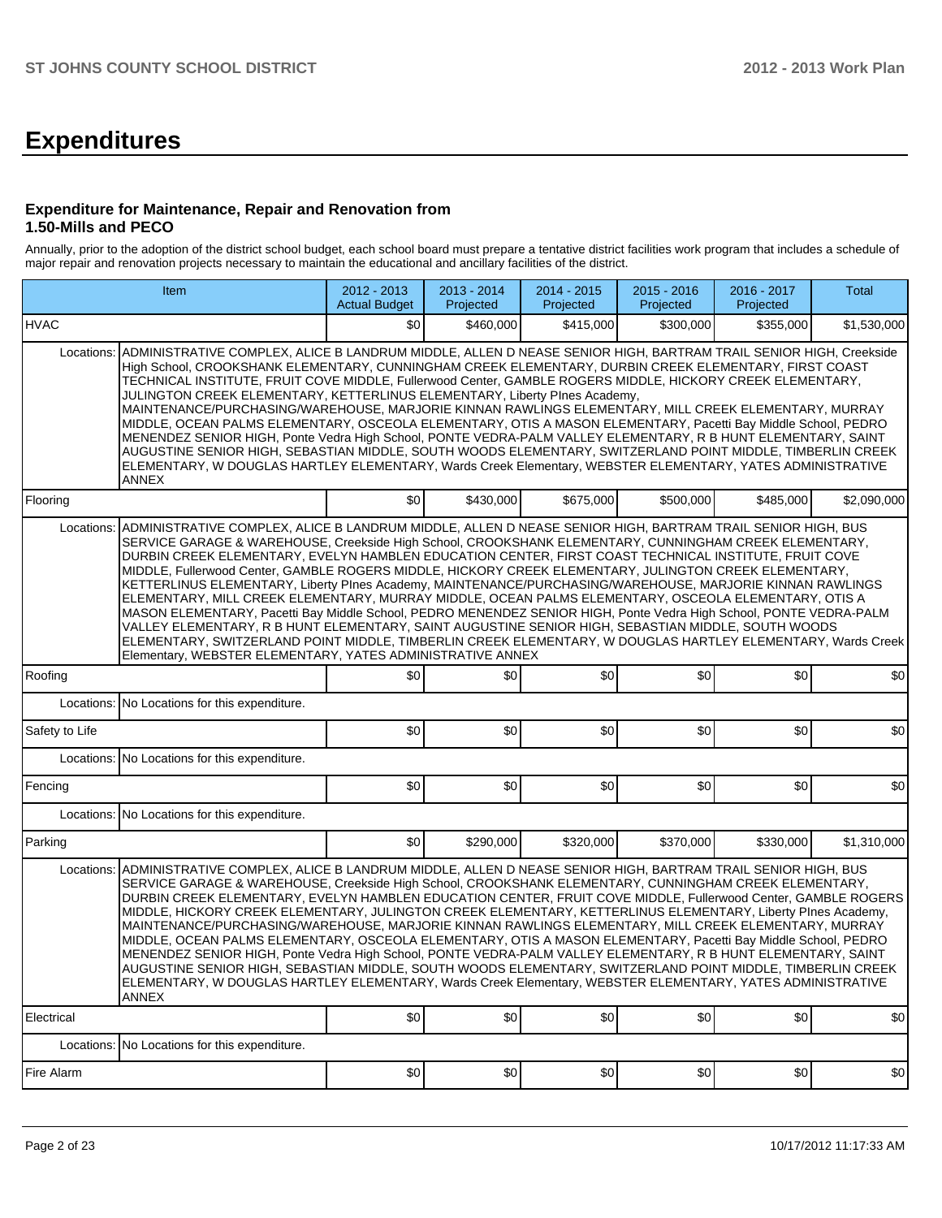# Expenditures

### Expenditure for Maintenance, Repair and Renovation from 1.50-Mills and PECO

Annually, prior to the adoption of the district school budget, each school board must prepare a tentative district facilities work program that includes a schedule of major repair and renovation projects necessary to maintain the educational and ancillary facilities of the district.

| Item | | 2012 - 2013 Actual Budget | 2013 - 2014 Projected | 2014 - 2015 Projected | 2015 - 2016 Projected | 2016 - 2017 Projected | Total |
|---|---|---|---|---|---|---|---|
| HVAC | | $0 | $460,000 | $415,000 | $300,000 | $355,000 | $1,530,000 |
| Locations: | ADMINISTRATIVE COMPLEX, ALICE B LANDRUM MIDDLE, ALLEN D NEASE SENIOR HIGH, BARTRAM TRAIL SENIOR HIGH, Creekside High School, CROOKSHANK ELEMENTARY, CUNNINGHAM CREEK ELEMENTARY, DURBIN CREEK ELEMENTARY, FIRST COAST TECHNICAL INSTITUTE, FRUIT COVE MIDDLE, Fullerwood Center, GAMBLE ROGERS MIDDLE, HICKORY CREEK ELEMENTARY, JULINGTON CREEK ELEMENTARY, KETTERLINUS ELEMENTARY, Liberty PInes Academy, MAINTENANCE/PURCHASING/WAREHOUSE, MARJORIE KINNAN RAWLINGS ELEMENTARY, MILL CREEK ELEMENTARY, MURRAY MIDDLE, OCEAN PALMS ELEMENTARY, OSCEOLA ELEMENTARY, OTIS A MASON ELEMENTARY, Pacetti Bay Middle School, PEDRO MENENDEZ SENIOR HIGH, Ponte Vedra High School, PONTE VEDRA-PALM VALLEY ELEMENTARY, R B HUNT ELEMENTARY, SAINT AUGUSTINE SENIOR HIGH, SEBASTIAN MIDDLE, SOUTH WOODS ELEMENTARY, SWITZERLAND POINT MIDDLE, TIMBERLIN CREEK ELEMENTARY, W DOUGLAS HARTLEY ELEMENTARY, Wards Creek Elementary, WEBSTER ELEMENTARY, YATES ADMINISTRATIVE ANNEX | | | | | | |
| Flooring | | $0 | $430,000 | $675,000 | $500,000 | $485,000 | $2,090,000 |
| Locations: | ADMINISTRATIVE COMPLEX, ALICE B LANDRUM MIDDLE, ALLEN D NEASE SENIOR HIGH, BARTRAM TRAIL SENIOR HIGH, BUS SERVICE GARAGE & WAREHOUSE, Creekside High School, CROOKSHANK ELEMENTARY, CUNNINGHAM CREEK ELEMENTARY, DURBIN CREEK ELEMENTARY, EVELYN HAMBLEN EDUCATION CENTER, FIRST COAST TECHNICAL INSTITUTE, FRUIT COVE MIDDLE, Fullerwood Center, GAMBLE ROGERS MIDDLE, HICKORY CREEK ELEMENTARY, JULINGTON CREEK ELEMENTARY, KETTERLINUS ELEMENTARY, Liberty PInes Academy, MAINTENANCE/PURCHASING/WAREHOUSE, MARJORIE KINNAN RAWLINGS ELEMENTARY, MILL CREEK ELEMENTARY, MURRAY MIDDLE, OCEAN PALMS ELEMENTARY, OSCEOLA ELEMENTARY, OTIS A MASON ELEMENTARY, Pacetti Bay Middle School, PEDRO MENENDEZ SENIOR HIGH, Ponte Vedra High School, PONTE VEDRA-PALM VALLEY ELEMENTARY, R B HUNT ELEMENTARY, SAINT AUGUSTINE SENIOR HIGH, SEBASTIAN MIDDLE, SOUTH WOODS ELEMENTARY, SWITZERLAND POINT MIDDLE, TIMBERLIN CREEK ELEMENTARY, W DOUGLAS HARTLEY ELEMENTARY, Wards Creek Elementary, WEBSTER ELEMENTARY, YATES ADMINISTRATIVE ANNEX | | | | | | |
| Roofing | | $0 | $0 | $0 | $0 | $0 | $0 |
| Locations: | No Locations for this expenditure. | | | | | | |
| Safety to Life | | $0 | $0 | $0 | $0 | $0 | $0 |
| Locations: | No Locations for this expenditure. | | | | | | |
| Fencing | | $0 | $0 | $0 | $0 | $0 | $0 |
| Locations: | No Locations for this expenditure. | | | | | | |
| Parking | | $0 | $290,000 | $320,000 | $370,000 | $330,000 | $1,310,000 |
| Locations: | ADMINISTRATIVE COMPLEX, ALICE B LANDRUM MIDDLE, ALLEN D NEASE SENIOR HIGH, BARTRAM TRAIL SENIOR HIGH, BUS SERVICE GARAGE & WAREHOUSE, Creekside High School, CROOKSHANK ELEMENTARY, CUNNINGHAM CREEK ELEMENTARY, DURBIN CREEK ELEMENTARY, EVELYN HAMBLEN EDUCATION CENTER, FRUIT COVE MIDDLE, Fullerwood Center, GAMBLE ROGERS MIDDLE, HICKORY CREEK ELEMENTARY, JULINGTON CREEK ELEMENTARY, KETTERLINUS ELEMENTARY, Liberty PInes Academy, MAINTENANCE/PURCHASING/WAREHOUSE, MARJORIE KINNAN RAWLINGS ELEMENTARY, MILL CREEK ELEMENTARY, MURRAY MIDDLE, OCEAN PALMS ELEMENTARY, OSCEOLA ELEMENTARY, OTIS A MASON ELEMENTARY, Pacetti Bay Middle School, PEDRO MENENDEZ SENIOR HIGH, Ponte Vedra High School, PONTE VEDRA-PALM VALLEY ELEMENTARY, R B HUNT ELEMENTARY, SAINT AUGUSTINE SENIOR HIGH, SEBASTIAN MIDDLE, SOUTH WOODS ELEMENTARY, SWITZERLAND POINT MIDDLE, TIMBERLIN CREEK ELEMENTARY, W DOUGLAS HARTLEY ELEMENTARY, Wards Creek Elementary, WEBSTER ELEMENTARY, YATES ADMINISTRATIVE ANNEX | | | | | | |
| Electrical | | $0 | $0 | $0 | $0 | $0 | $0 |
| Locations: | No Locations for this expenditure. | | | | | | |
| Fire Alarm | | $0 | $0 | $0 | $0 | $0 | $0 |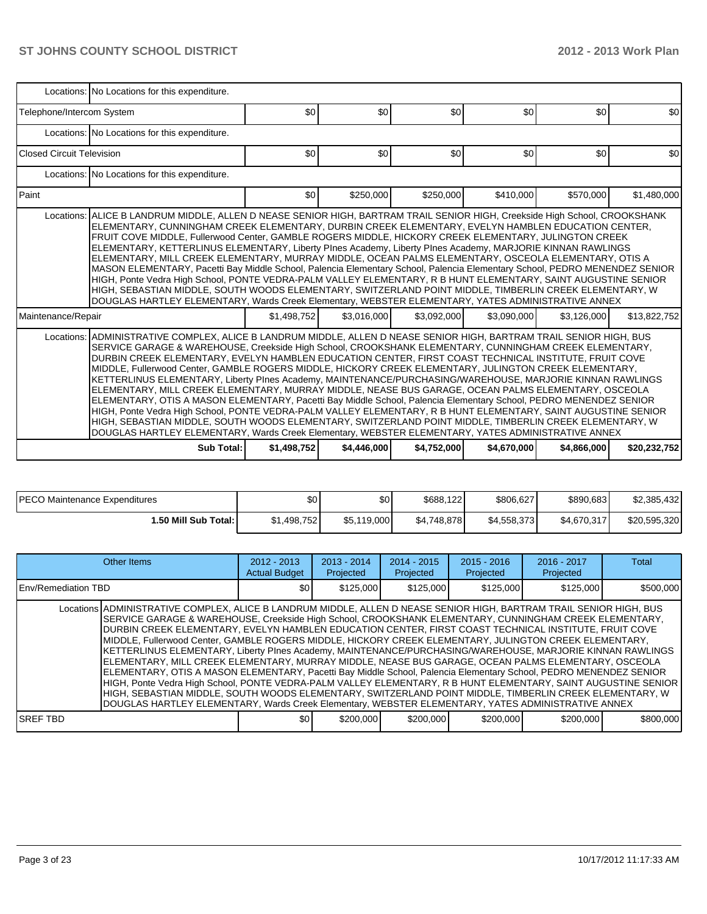| | | | | | | |
|---|---|---|---|---|---|---|
| Locations: | No Locations for this expenditure. | | | | | |
| Telephone/Intercom System | | $0 | $0 | $0 | $0 | $0 | $0 |
| Locations: | No Locations for this expenditure. | | | | | |
| Closed Circuit Television | | $0 | $0 | $0 | $0 | $0 | $0 |
| Locations: | No Locations for this expenditure. | | | | | |
| Paint | | $0 | $250,000 | $250,000 | $410,000 | $570,000 | $1,480,000 |
| Locations: | ALICE B LANDRUM MIDDLE, ALLEN D NEASE SENIOR HIGH, BARTRAM TRAIL SENIOR HIGH, Creekside High School, CROOKSHANK ELEMENTARY, CUNNINGHAM CREEK ELEMENTARY, DURBIN CREEK ELEMENTARY, EVELYN HAMBLEN EDUCATION CENTER, FRUIT COVE MIDDLE, Fullerwood Center, GAMBLE ROGERS MIDDLE, HICKORY CREEK ELEMENTARY, JULINGTON CREEK ELEMENTARY, KETTERLINUS ELEMENTARY, Liberty PInes Academy, Liberty PInes Academy, MARJORIE KINNAN RAWLINGS ELEMENTARY, MILL CREEK ELEMENTARY, MURRAY MIDDLE, OCEAN PALMS ELEMENTARY, OSCEOLA ELEMENTARY, OTIS A MASON ELEMENTARY, Pacetti Bay Middle School, Palencia Elementary School, Palencia Elementary School, PEDRO MENENDEZ SENIOR HIGH, Ponte Vedra High School, PONTE VEDRA-PALM VALLEY ELEMENTARY, R B HUNT ELEMENTARY, SAINT AUGUSTINE SENIOR HIGH, SEBASTIAN MIDDLE, SOUTH WOODS ELEMENTARY, SWITZERLAND POINT MIDDLE, TIMBERLIN CREEK ELEMENTARY, W DOUGLAS HARTLEY ELEMENTARY, Wards Creek Elementary, WEBSTER ELEMENTARY, YATES ADMINISTRATIVE ANNEX | | | | | |
| Maintenance/Repair | | $1,498,752 | $3,016,000 | $3,092,000 | $3,090,000 | $3,126,000 | $13,822,752 |
| Locations: | ADMINISTRATIVE COMPLEX, ALICE B LANDRUM MIDDLE, ALLEN D NEASE SENIOR HIGH, BARTRAM TRAIL SENIOR HIGH, BUS SERVICE GARAGE & WAREHOUSE, Creekside High School, CROOKSHANK ELEMENTARY, CUNNINGHAM CREEK ELEMENTARY, DURBIN CREEK ELEMENTARY, EVELYN HAMBLEN EDUCATION CENTER, FIRST COAST TECHNICAL INSTITUTE, FRUIT COVE MIDDLE, Fullerwood Center, GAMBLE ROGERS MIDDLE, HICKORY CREEK ELEMENTARY, JULINGTON CREEK ELEMENTARY, KETTERLINUS ELEMENTARY, Liberty PInes Academy, MAINTENANCE/PURCHASING/WAREHOUSE, MARJORIE KINNAN RAWLINGS ELEMENTARY, MILL CREEK ELEMENTARY, MURRAY MIDDLE, NEASE BUS GARAGE, OCEAN PALMS ELEMENTARY, OSCEOLA ELEMENTARY, OTIS A MASON ELEMENTARY, Pacetti Bay Middle School, Palencia Elementary School, PEDRO MENENDEZ SENIOR HIGH, Ponte Vedra High School, PONTE VEDRA-PALM VALLEY ELEMENTARY, R B HUNT ELEMENTARY, SAINT AUGUSTINE SENIOR HIGH, SEBASTIAN MIDDLE, SOUTH WOODS ELEMENTARY, SWITZERLAND POINT MIDDLE, TIMBERLIN CREEK ELEMENTARY, W DOUGLAS HARTLEY ELEMENTARY, Wards Creek Elementary, WEBSTER ELEMENTARY, YATES ADMINISTRATIVE ANNEX | | | | | |
| | **Sub Total:** | **$1,498,752** | **$4,446,000** | **$4,752,000** | **$4,670,000** | **$4,866,000** | **$20,232,752** |

| | | | | | | |
|---|---|---|---|---|---|---|
| PECO Maintenance Expenditures | $0 | $0 | $688,122 | $806,627 | $890,683 | $2,385,432 |
| **1.50 Mill Sub Total:** | $1,498,752 | $5,119,000 | $4,748,878 | $4,558,373 | $4,670,317 | $20,595,320 |

| Other Items | | 2012 - 2013 Actual Budget | 2013 - 2014 Projected | 2014 - 2015 Projected | 2015 - 2016 Projected | 2016 - 2017 Projected | Total |
|---|---|---|---|---|---|---|---|
| Env/Remediation TBD | | $0 | $125,000 | $125,000 | $125,000 | $125,000 | $500,000 |
| Locations | ADMINISTRATIVE COMPLEX, ALICE B LANDRUM MIDDLE, ALLEN D NEASE SENIOR HIGH, BARTRAM TRAIL SENIOR HIGH, BUS SERVICE GARAGE & WAREHOUSE, Creekside High School, CROOKSHANK ELEMENTARY, CUNNINGHAM CREEK ELEMENTARY, DURBIN CREEK ELEMENTARY, EVELYN HAMBLEN EDUCATION CENTER, FIRST COAST TECHNICAL INSTITUTE, FRUIT COVE MIDDLE, Fullerwood Center, GAMBLE ROGERS MIDDLE, HICKORY CREEK ELEMENTARY, JULINGTON CREEK ELEMENTARY, KETTERLINUS ELEMENTARY, Liberty PInes Academy, MAINTENANCE/PURCHASING/WAREHOUSE, MARJORIE KINNAN RAWLINGS ELEMENTARY, MILL CREEK ELEMENTARY, MURRAY MIDDLE, NEASE BUS GARAGE, OCEAN PALMS ELEMENTARY, OSCEOLA ELEMENTARY, OTIS A MASON ELEMENTARY, Pacetti Bay Middle School, Palencia Elementary School, PEDRO MENENDEZ SENIOR HIGH, Ponte Vedra High School, PONTE VEDRA-PALM VALLEY ELEMENTARY, R B HUNT ELEMENTARY, SAINT AUGUSTINE SENIOR HIGH, SEBASTIAN MIDDLE, SOUTH WOODS ELEMENTARY, SWITZERLAND POINT MIDDLE, TIMBERLIN CREEK ELEMENTARY, W DOUGLAS HARTLEY ELEMENTARY, Wards Creek Elementary, WEBSTER ELEMENTARY, YATES ADMINISTRATIVE ANNEX | | | | | | |
| SREF TBD | | $0 | $200,000 | $200,000 | $200,000 | $200,000 | $800,000 |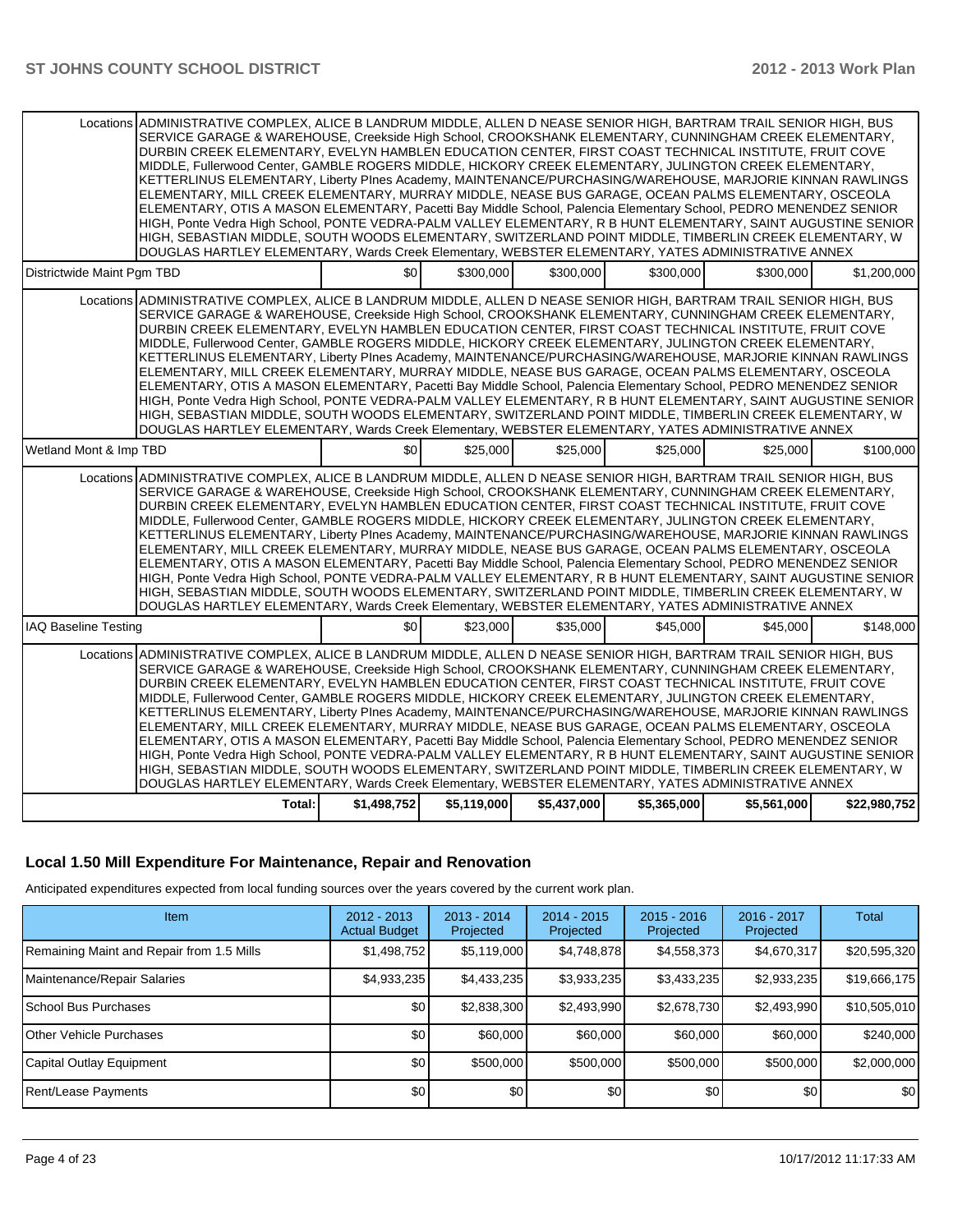| | | | | | | |
|---|---|---|---|---|---|---|
| Locations | ADMINISTRATIVE COMPLEX, ALICE B LANDRUM MIDDLE, ALLEN D NEASE SENIOR HIGH, BARTRAM TRAIL SENIOR HIGH, BUS SERVICE GARAGE & WAREHOUSE, Creekside High School, CROOKSHANK ELEMENTARY, CUNNINGHAM CREEK ELEMENTARY, DURBIN CREEK ELEMENTARY, EVELYN HAMBLEN EDUCATION CENTER, FIRST COAST TECHNICAL INSTITUTE, FRUIT COVE MIDDLE, Fullerwood Center, GAMBLE ROGERS MIDDLE, HICKORY CREEK ELEMENTARY, JULINGTON CREEK ELEMENTARY, KETTERLINUS ELEMENTARY, Liberty PInes Academy, MAINTENANCE/PURCHASING/WAREHOUSE, MARJORIE KINNAN RAWLINGS ELEMENTARY, MILL CREEK ELEMENTARY, MURRAY MIDDLE, NEASE BUS GARAGE, OCEAN PALMS ELEMENTARY, OSCEOLA ELEMENTARY, OTIS A MASON ELEMENTARY, Pacetti Bay Middle School, Palencia Elementary School, PEDRO MENENDEZ SENIOR HIGH, Ponte Vedra High School, PONTE VEDRA-PALM VALLEY ELEMENTARY, R B HUNT ELEMENTARY, SAINT AUGUSTINE SENIOR HIGH, SEBASTIAN MIDDLE, SOUTH WOODS ELEMENTARY, SWITZERLAND POINT MIDDLE, TIMBERLIN CREEK ELEMENTARY, W DOUGLAS HARTLEY ELEMENTARY, Wards Creek Elementary, WEBSTER ELEMENTARY, YATES ADMINISTRATIVE ANNEX | | | | | |
| Districtwide Maint Pgm TBD | | $0 | $300,000 | $300,000 | $300,000 | $300,000 | $1,200,000 |
| Locations | ADMINISTRATIVE COMPLEX, ALICE B LANDRUM MIDDLE, ALLEN D NEASE SENIOR HIGH, BARTRAM TRAIL SENIOR HIGH, BUS SERVICE GARAGE & WAREHOUSE, Creekside High School, CROOKSHANK ELEMENTARY, CUNNINGHAM CREEK ELEMENTARY, DURBIN CREEK ELEMENTARY, EVELYN HAMBLEN EDUCATION CENTER, FIRST COAST TECHNICAL INSTITUTE, FRUIT COVE MIDDLE, Fullerwood Center, GAMBLE ROGERS MIDDLE, HICKORY CREEK ELEMENTARY, JULINGTON CREEK ELEMENTARY, KETTERLINUS ELEMENTARY, Liberty PInes Academy, MAINTENANCE/PURCHASING/WAREHOUSE, MARJORIE KINNAN RAWLINGS ELEMENTARY, MILL CREEK ELEMENTARY, MURRAY MIDDLE, NEASE BUS GARAGE, OCEAN PALMS ELEMENTARY, OSCEOLA ELEMENTARY, OTIS A MASON ELEMENTARY, Pacetti Bay Middle School, Palencia Elementary School, PEDRO MENENDEZ SENIOR HIGH, Ponte Vedra High School, PONTE VEDRA-PALM VALLEY ELEMENTARY, R B HUNT ELEMENTARY, SAINT AUGUSTINE SENIOR HIGH, SEBASTIAN MIDDLE, SOUTH WOODS ELEMENTARY, SWITZERLAND POINT MIDDLE, TIMBERLIN CREEK ELEMENTARY, W DOUGLAS HARTLEY ELEMENTARY, Wards Creek Elementary, WEBSTER ELEMENTARY, YATES ADMINISTRATIVE ANNEX | | | | | |
| Wetland Mont & Imp TBD | | $0 | $25,000 | $25,000 | $25,000 | $25,000 | $100,000 |
| Locations | ADMINISTRATIVE COMPLEX, ALICE B LANDRUM MIDDLE, ALLEN D NEASE SENIOR HIGH, BARTRAM TRAIL SENIOR HIGH, BUS SERVICE GARAGE & WAREHOUSE, Creekside High School, CROOKSHANK ELEMENTARY, CUNNINGHAM CREEK ELEMENTARY, DURBIN CREEK ELEMENTARY, EVELYN HAMBLEN EDUCATION CENTER, FIRST COAST TECHNICAL INSTITUTE, FRUIT COVE MIDDLE, Fullerwood Center, GAMBLE ROGERS MIDDLE, HICKORY CREEK ELEMENTARY, JULINGTON CREEK ELEMENTARY, KETTERLINUS ELEMENTARY, Liberty PInes Academy, MAINTENANCE/PURCHASING/WAREHOUSE, MARJORIE KINNAN RAWLINGS ELEMENTARY, MILL CREEK ELEMENTARY, MURRAY MIDDLE, NEASE BUS GARAGE, OCEAN PALMS ELEMENTARY, OSCEOLA ELEMENTARY, OTIS A MASON ELEMENTARY, Pacetti Bay Middle School, Palencia Elementary School, PEDRO MENENDEZ SENIOR HIGH, Ponte Vedra High School, PONTE VEDRA-PALM VALLEY ELEMENTARY, R B HUNT ELEMENTARY, SAINT AUGUSTINE SENIOR HIGH, SEBASTIAN MIDDLE, SOUTH WOODS ELEMENTARY, SWITZERLAND POINT MIDDLE, TIMBERLIN CREEK ELEMENTARY, W DOUGLAS HARTLEY ELEMENTARY, Wards Creek Elementary, WEBSTER ELEMENTARY, YATES ADMINISTRATIVE ANNEX | | | | | |
| IAQ Baseline Testing | | $0 | $23,000 | $35,000 | $45,000 | $45,000 | $148,000 |
| Locations | ADMINISTRATIVE COMPLEX, ALICE B LANDRUM MIDDLE, ALLEN D NEASE SENIOR HIGH, BARTRAM TRAIL SENIOR HIGH, BUS SERVICE GARAGE & WAREHOUSE, Creekside High School, CROOKSHANK ELEMENTARY, CUNNINGHAM CREEK ELEMENTARY, DURBIN CREEK ELEMENTARY, EVELYN HAMBLEN EDUCATION CENTER, FIRST COAST TECHNICAL INSTITUTE, FRUIT COVE MIDDLE, Fullerwood Center, GAMBLE ROGERS MIDDLE, HICKORY CREEK ELEMENTARY, JULINGTON CREEK ELEMENTARY, KETTERLINUS ELEMENTARY, Liberty PInes Academy, MAINTENANCE/PURCHASING/WAREHOUSE, MARJORIE KINNAN RAWLINGS ELEMENTARY, MILL CREEK ELEMENTARY, MURRAY MIDDLE, NEASE BUS GARAGE, OCEAN PALMS ELEMENTARY, OSCEOLA ELEMENTARY, OTIS A MASON ELEMENTARY, Pacetti Bay Middle School, Palencia Elementary School, PEDRO MENENDEZ SENIOR HIGH, Ponte Vedra High School, PONTE VEDRA-PALM VALLEY ELEMENTARY, R B HUNT ELEMENTARY, SAINT AUGUSTINE SENIOR HIGH, SEBASTIAN MIDDLE, SOUTH WOODS ELEMENTARY, SWITZERLAND POINT MIDDLE, TIMBERLIN CREEK ELEMENTARY, W DOUGLAS HARTLEY ELEMENTARY, Wards Creek Elementary, WEBSTER ELEMENTARY, YATES ADMINISTRATIVE ANNEX | | | | | |
| | Total: | $1,498,752 | $5,119,000 | $5,437,000 | $5,365,000 | $5,561,000 | $22,980,752 |

## Local 1.50 Mill Expenditure For Maintenance, Repair and Renovation

Anticipated expenditures expected from local funding sources over the years covered by the current work plan.

| Item | 2012 - 2013 Actual Budget | 2013 - 2014 Projected | 2014 - 2015 Projected | 2015 - 2016 Projected | 2016 - 2017 Projected | Total |
|---|---|---|---|---|---|---|
| Remaining Maint and Repair from 1.5 Mills | $1,498,752 | $5,119,000 | $4,748,878 | $4,558,373 | $4,670,317 | $20,595,320 |
| Maintenance/Repair Salaries | $4,933,235 | $4,433,235 | $3,933,235 | $3,433,235 | $2,933,235 | $19,666,175 |
| School Bus Purchases | $0 | $2,838,300 | $2,493,990 | $2,678,730 | $2,493,990 | $10,505,010 |
| Other Vehicle Purchases | $0 | $60,000 | $60,000 | $60,000 | $60,000 | $240,000 |
| Capital Outlay Equipment | $0 | $500,000 | $500,000 | $500,000 | $500,000 | $2,000,000 |
| Rent/Lease Payments | $0 | $0 | $0 | $0 | $0 | $0 |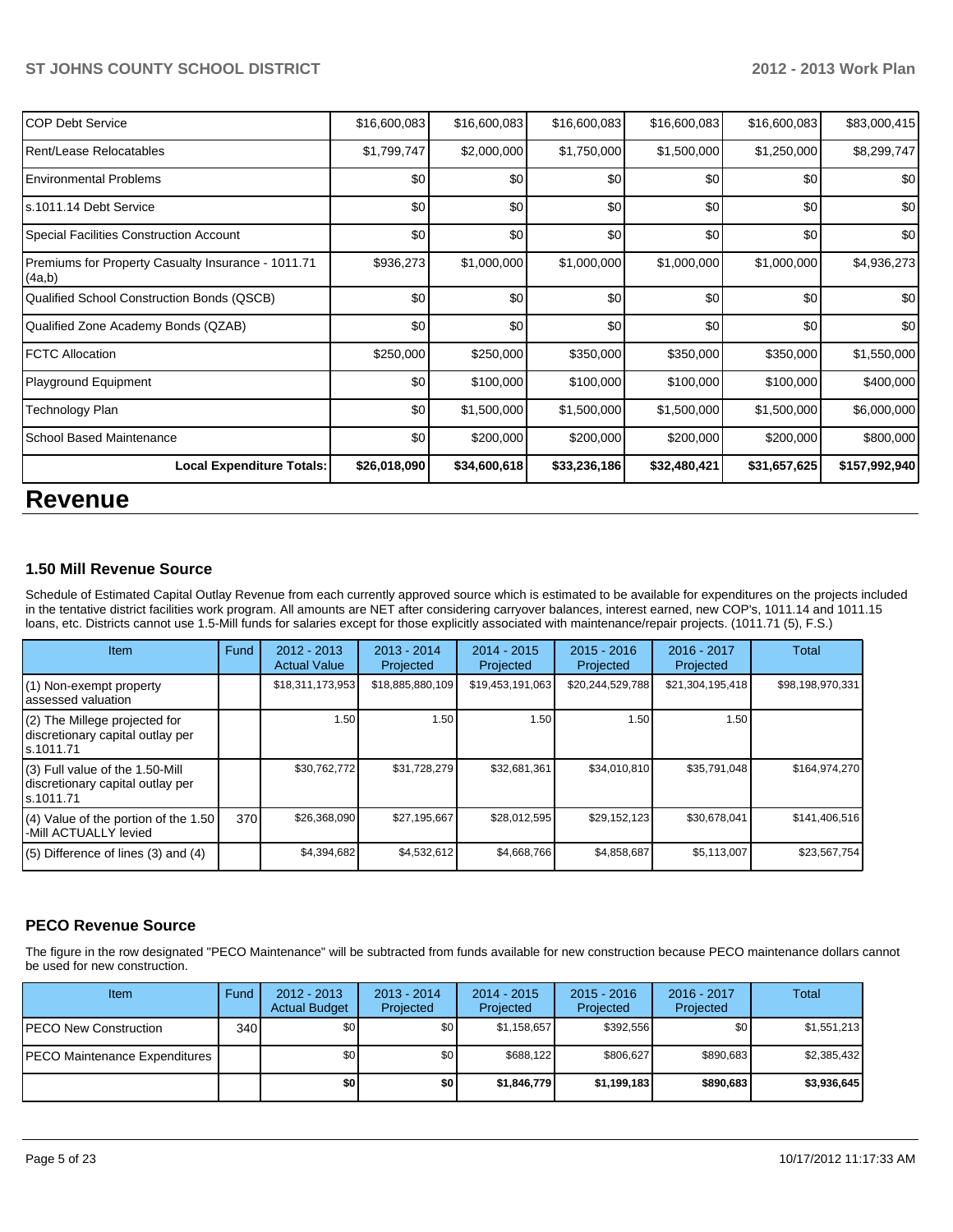| COP Debt Service | $16,600,083 | $16,600,083 | $16,600,083 | $16,600,083 | $16,600,083 | $83,000,415 |
|---|---|---|---|---|---|---|
| Rent/Lease Relocatables | $1,799,747 | $2,000,000 | $1,750,000 | $1,500,000 | $1,250,000 | $8,299,747 |
| Environmental Problems | $0 | $0 | $0 | $0 | $0 | $0 |
| s.1011.14 Debt Service | $0 | $0 | $0 | $0 | $0 | $0 |
| Special Facilities Construction Account | $0 | $0 | $0 | $0 | $0 | $0 |
| Premiums for Property Casualty Insurance - 1011.71 (4a,b) | $936,273 | $1,000,000 | $1,000,000 | $1,000,000 | $1,000,000 | $4,936,273 |
| Qualified School Construction Bonds (QSCB) | $0 | $0 | $0 | $0 | $0 | $0 |
| Qualified Zone Academy Bonds (QZAB) | $0 | $0 | $0 | $0 | $0 | $0 |
| FCTC Allocation | $250,000 | $250,000 | $350,000 | $350,000 | $350,000 | $1,550,000 |
| Playground Equipment | $0 | $100,000 | $100,000 | $100,000 | $100,000 | $400,000 |
| Technology Plan | $0 | $1,500,000 | $1,500,000 | $1,500,000 | $1,500,000 | $6,000,000 |
| School Based Maintenance | $0 | $200,000 | $200,000 | $200,000 | $200,000 | $800,000 |
| **Local Expenditure Totals:** | **$26,018,090** | **$34,600,618** | **$33,236,186** | **$32,480,421** | **$31,657,625** | **$157,992,940** |

# Revenue

### 1.50 Mill Revenue Source

Schedule of Estimated Capital Outlay Revenue from each currently approved source which is estimated to be available for expenditures on the projects included in the tentative district facilities work program. All amounts are NET after considering carryover balances, interest earned, new COP's, 1011.14 and 1011.15 loans, etc. Districts cannot use 1.5-Mill funds for salaries except for those explicitly associated with maintenance/repair projects. (1011.71 (5), F.S.)

| Item | Fund | 2012 - 2013 Actual Value | 2013 - 2014 Projected | 2014 - 2015 Projected | 2015 - 2016 Projected | 2016 - 2017 Projected | Total |
|---|---|---|---|---|---|---|---|
| (1) Non-exempt property assessed valuation | | $18,311,173,953 | $18,885,880,109 | $19,453,191,063 | $20,244,529,788 | $21,304,195,418 | $98,198,970,331 |
| (2) The Millege projected for discretionary capital outlay per s.1011.71 | | 1.50 | 1.50 | 1.50 | 1.50 | 1.50 | |
| (3) Full value of the 1.50-Mill discretionary capital outlay per s.1011.71 | | $30,762,772 | $31,728,279 | $32,681,361 | $34,010,810 | $35,791,048 | $164,974,270 |
| (4) Value of the portion of the 1.50 -Mill ACTUALLY levied | 370 | $26,368,090 | $27,195,667 | $28,012,595 | $29,152,123 | $30,678,041 | $141,406,516 |
| (5) Difference of lines (3) and (4) | | $4,394,682 | $4,532,612 | $4,668,766 | $4,858,687 | $5,113,007 | $23,567,754 |

### PECO Revenue Source

The figure in the row designated "PECO Maintenance" will be subtracted from funds available for new construction because PECO maintenance dollars cannot be used for new construction.

| Item | Fund | 2012 - 2013 Actual Budget | 2013 - 2014 Projected | 2014 - 2015 Projected | 2015 - 2016 Projected | 2016 - 2017 Projected | Total |
|---|---|---|---|---|---|---|---|
| PECO New Construction | 340 | $0 | $0 | $1,158,657 | $392,556 | $0 | $1,551,213 |
| PECO Maintenance Expenditures | | $0 | $0 | $688,122 | $806,627 | $890,683 | $2,385,432 |
| | | **$0** | **$0** | **$1,846,779** | **$1,199,183** | **$890,683** | **$3,936,645** |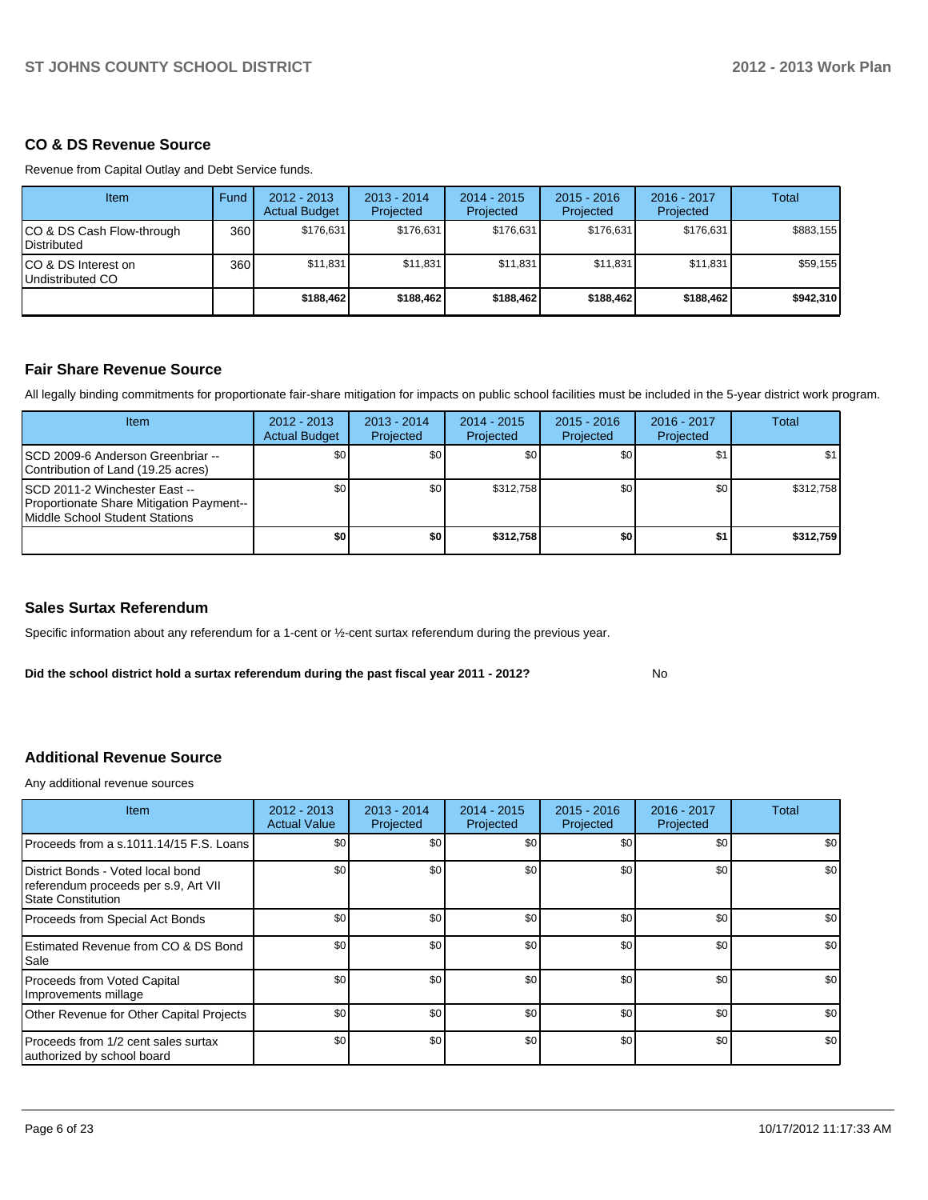## CO & DS Revenue Source

Revenue from Capital Outlay and Debt Service funds.

| Item | Fund | 2012 - 2013 Actual Budget | 2013 - 2014 Projected | 2014 - 2015 Projected | 2015 - 2016 Projected | 2016 - 2017 Projected | Total |
|---|---|---|---|---|---|---|---|
| CO & DS Cash Flow-through Distributed | 360 | $176,631 | $176,631 | $176,631 | $176,631 | $176,631 | $883,155 |
| CO & DS Interest on Undistributed CO | 360 | $11,831 | $11,831 | $11,831 | $11,831 | $11,831 | $59,155 |
| | | **$188,462** | **$188,462** | **$188,462** | **$188,462** | **$188,462** | **$942,310** |

## Fair Share Revenue Source

All legally binding commitments for proportionate fair-share mitigation for impacts on public school facilities must be included in the 5-year district work program.

| Item | 2012 - 2013 Actual Budget | 2013 - 2014 Projected | 2014 - 2015 Projected | 2015 - 2016 Projected | 2016 - 2017 Projected | Total |
|---|---|---|---|---|---|---|
| SCD 2009-6 Anderson Greenbriar -- Contribution of Land (19.25 acres) | $0 | $0 | $0 | $0 | $1 | $1 |
| SCD 2011-2 Winchester East -- Proportionate Share Mitigation Payment--Middle School Student Stations | $0 | $0 | $312,758 | $0 | $0 | $312,758 |
| | **$0** | **$0** | **$312,758** | **$0** | **$1** | **$312,759** |

## Sales Surtax Referendum

Specific information about any referendum for a 1-cent or ½-cent surtax referendum during the previous year.

**Did the school district hold a surtax referendum during the past fiscal year 2011 - 2012?** No

## Additional Revenue Source

Any additional revenue sources

| Item | 2012 - 2013 Actual Value | 2013 - 2014 Projected | 2014 - 2015 Projected | 2015 - 2016 Projected | 2016 - 2017 Projected | Total |
|---|---|---|---|---|---|---|
| Proceeds from a s.1011.14/15 F.S. Loans | $0 | $0 | $0 | $0 | $0 | $0 |
| District Bonds - Voted local bond referendum proceeds per s.9, Art VII State Constitution | $0 | $0 | $0 | $0 | $0 | $0 |
| Proceeds from Special Act Bonds | $0 | $0 | $0 | $0 | $0 | $0 |
| Estimated Revenue from CO & DS Bond Sale | $0 | $0 | $0 | $0 | $0 | $0 |
| Proceeds from Voted Capital Improvements millage | $0 | $0 | $0 | $0 | $0 | $0 |
| Other Revenue for Other Capital Projects | $0 | $0 | $0 | $0 | $0 | $0 |
| Proceeds from 1/2 cent sales surtax authorized by school board | $0 | $0 | $0 | $0 | $0 | $0 |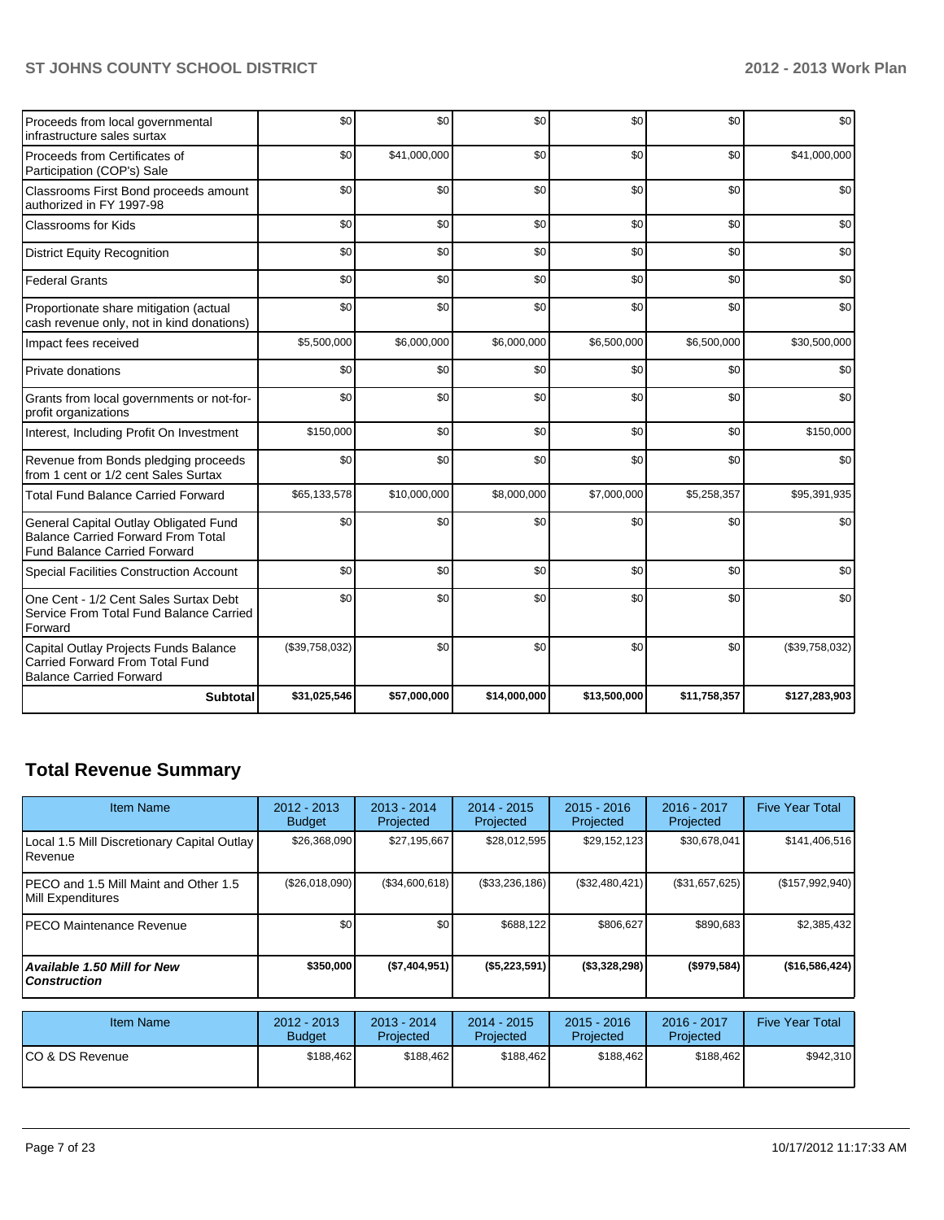| | | | | | | |
|---|---|---|---|---|---|---|
| Proceeds from local governmental infrastructure sales surtax | $0 | $0 | $0 | $0 | $0 | $0 |
| Proceeds from Certificates of Participation (COP's) Sale | $0 | $41,000,000 | $0 | $0 | $0 | $41,000,000 |
| Classrooms First Bond proceeds amount authorized in FY 1997-98 | $0 | $0 | $0 | $0 | $0 | $0 |
| Classrooms for Kids | $0 | $0 | $0 | $0 | $0 | $0 |
| District Equity Recognition | $0 | $0 | $0 | $0 | $0 | $0 |
| Federal Grants | $0 | $0 | $0 | $0 | $0 | $0 |
| Proportionate share mitigation (actual cash revenue only, not in kind donations) | $0 | $0 | $0 | $0 | $0 | $0 |
| Impact fees received | $5,500,000 | $6,000,000 | $6,000,000 | $6,500,000 | $6,500,000 | $30,500,000 |
| Private donations | $0 | $0 | $0 | $0 | $0 | $0 |
| Grants from local governments or not-for-profit organizations | $0 | $0 | $0 | $0 | $0 | $0 |
| Interest, Including Profit On Investment | $150,000 | $0 | $0 | $0 | $0 | $150,000 |
| Revenue from Bonds pledging proceeds from 1 cent or 1/2 cent Sales Surtax | $0 | $0 | $0 | $0 | $0 | $0 |
| Total Fund Balance Carried Forward | $65,133,578 | $10,000,000 | $8,000,000 | $7,000,000 | $5,258,357 | $95,391,935 |
| General Capital Outlay Obligated Fund Balance Carried Forward From Total Fund Balance Carried Forward | $0 | $0 | $0 | $0 | $0 | $0 |
| Special Facilities Construction Account | $0 | $0 | $0 | $0 | $0 | $0 |
| One Cent - 1/2 Cent Sales Surtax Debt Service From Total Fund Balance Carried Forward | $0 | $0 | $0 | $0 | $0 | $0 |
| Capital Outlay Projects Funds Balance Carried Forward From Total Fund Balance Carried Forward | ($39,758,032) | $0 | $0 | $0 | $0 | ($39,758,032) |
| **Subtotal** | **$31,025,546** | **$57,000,000** | **$14,000,000** | **$13,500,000** | **$11,758,357** | **$127,283,903** |

## Total Revenue Summary

| Item Name | 2012 - 2013 Budget | 2013 - 2014 Projected | 2014 - 2015 Projected | 2015 - 2016 Projected | 2016 - 2017 Projected | Five Year Total |
|---|---|---|---|---|---|---|
| Local 1.5 Mill Discretionary Capital Outlay Revenue | $26,368,090 | $27,195,667 | $28,012,595 | $29,152,123 | $30,678,041 | $141,406,516 |
| PECO and 1.5 Mill Maint and Other 1.5 Mill Expenditures | ($26,018,090) | ($34,600,618) | ($33,236,186) | ($32,480,421) | ($31,657,625) | ($157,992,940) |
| PECO Maintenance Revenue | $0 | $0 | $688,122 | $806,627 | $890,683 | $2,385,432 |
| ***Available 1.50 Mill for New Construction*** | **$350,000** | **($7,404,951)** | **($5,223,591)** | **($3,328,298)** | **($979,584)** | **($16,586,424)** |

| Item Name | 2012 - 2013 Budget | 2013 - 2014 Projected | 2014 - 2015 Projected | 2015 - 2016 Projected | 2016 - 2017 Projected | Five Year Total |
|---|---|---|---|---|---|---|
| CO & DS Revenue | $188,462 | $188,462 | $188,462 | $188,462 | $188,462 | $942,310 |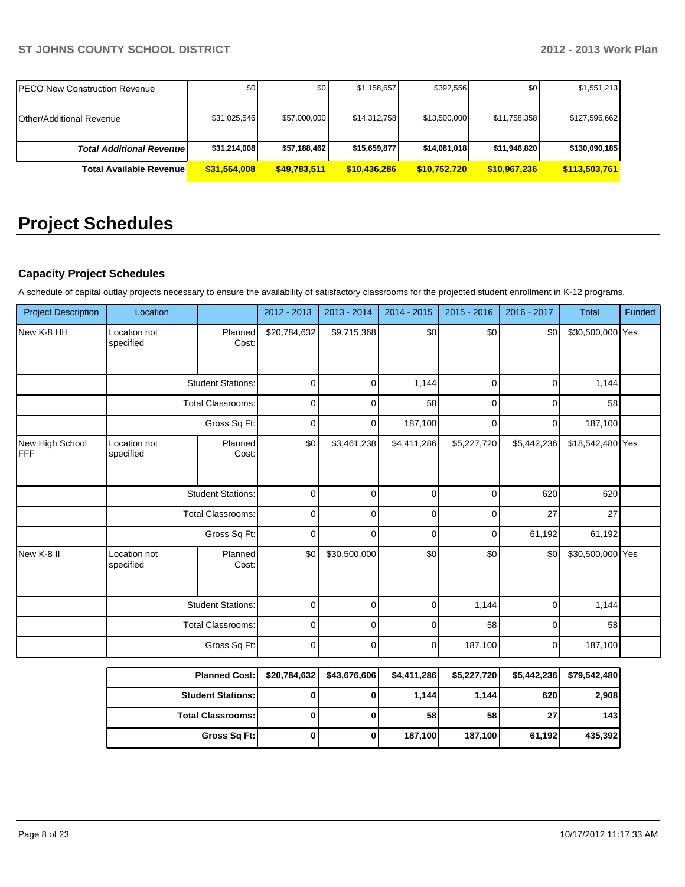| PECO New Construction Revenue | $0 | $0 | $1,158,657 | $392,556 | $0 | $1,551,213 |
|---|---|---|---|---|---|---|
| Other/Additional Revenue | $31,025,546 | $57,000,000 | $14,312,758 | $13,500,000 | $11,758,358 | $127,596,662 |
| ***Total Additional Revenue*** | **$31,214,008** | **$57,188,462** | **$15,659,877** | **$14,081,018** | **$11,946,820** | **$130,090,185** |
| **Total Available Revenue** | **$31,564,008** | **$49,783,511** | **$10,436,286** | **$10,752,720** | **$10,967,236** | **$113,503,761** |

# Project Schedules

### Capacity Project Schedules

A schedule of capital outlay projects necessary to ensure the availability of satisfactory classrooms for the projected student enrollment in K-12 programs.

| Project Description | Location | | 2012 - 2013 | 2013 - 2014 | 2014 - 2015 | 2015 - 2016 | 2016 - 2017 | Total | Funded |
|---|---|---|---|---|---|---|---|---|---|
| New K-8 HH | Location not specified | Planned Cost: | $20,784,632 | $9,715,368 | $0 | $0 | $0 | $30,500,000 | Yes |
| | | Student Stations: | 0 | 0 | 1,144 | 0 | 0 | 1,144 | |
| | | Total Classrooms: | 0 | 0 | 58 | 0 | 0 | 58 | |
| | | Gross Sq Ft: | 0 | 0 | 187,100 | 0 | 0 | 187,100 | |
| New High School FFF | Location not specified | Planned Cost: | $0 | $3,461,238 | $4,411,286 | $5,227,720 | $5,442,236 | $18,542,480 | Yes |
| | | Student Stations: | 0 | 0 | 0 | 0 | 620 | 620 | |
| | | Total Classrooms: | 0 | 0 | 0 | 0 | 27 | 27 | |
| | | Gross Sq Ft: | 0 | 0 | 0 | 0 | 61,192 | 61,192 | |
| New K-8 II | Location not specified | Planned Cost: | $0 | $30,500,000 | $0 | $0 | $0 | $30,500,000 | Yes |
| | | Student Stations: | 0 | 0 | 0 | 1,144 | 0 | 1,144 | |
| | | Total Classrooms: | 0 | 0 | 0 | 58 | 0 | 58 | |
| | | Gross Sq Ft: | 0 | 0 | 0 | 187,100 | 0 | 187,100 | |

| | 2012 - 2013 | 2013 - 2014 | 2014 - 2015 | 2015 - 2016 | 2016 - 2017 | Total |
|---|---|---|---|---|---|---|
| **Planned Cost:** | **$20,784,632** | **$43,676,606** | **$4,411,286** | **$5,227,720** | **$5,442,236** | **$79,542,480** |
| **Student Stations:** | **0** | **0** | **1,144** | **1,144** | **620** | **2,908** |
| **Total Classrooms:** | **0** | **0** | **58** | **58** | **27** | **143** |
| **Gross Sq Ft:** | **0** | **0** | **187,100** | **187,100** | **61,192** | **435,392** |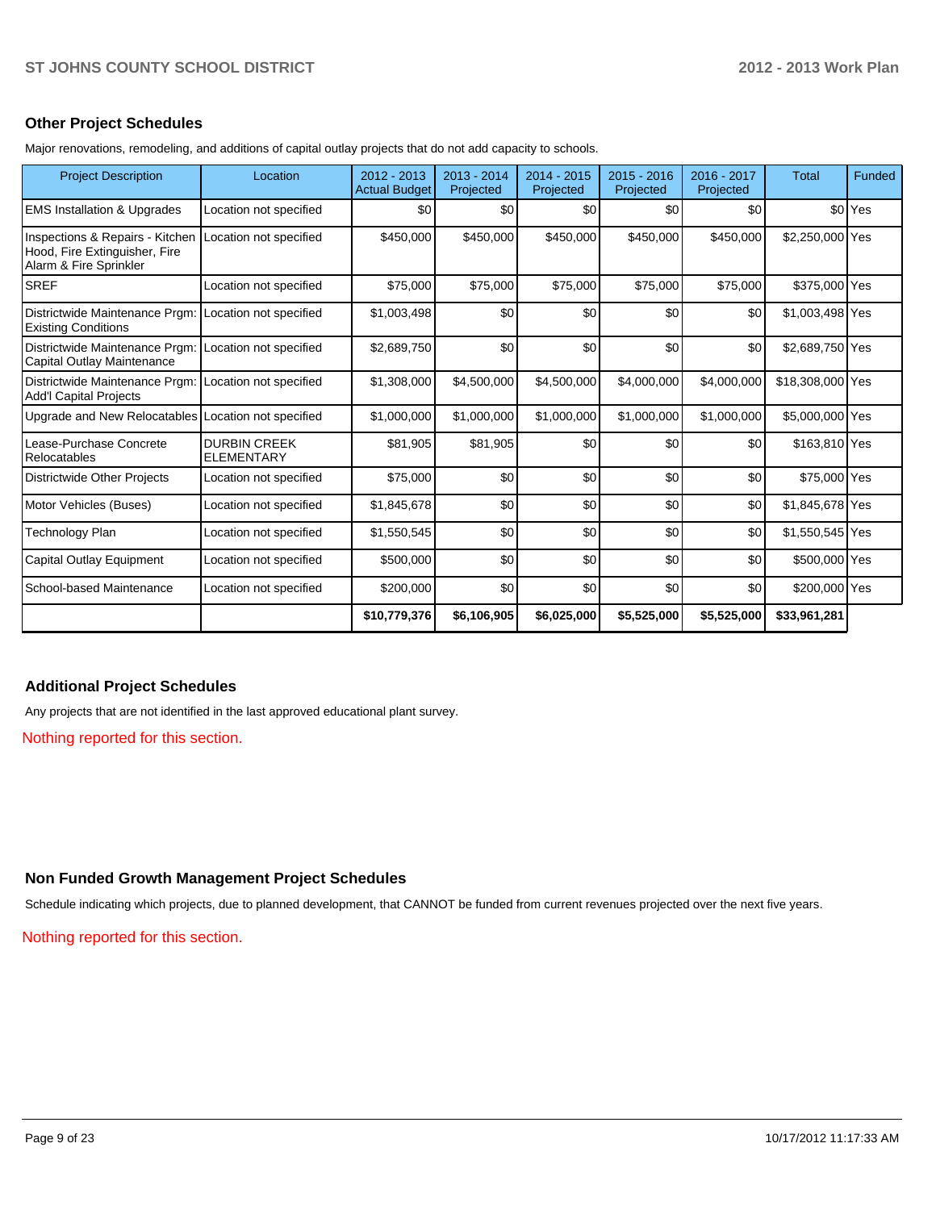## Other Project Schedules

Major renovations, remodeling, and additions of capital outlay projects that do not add capacity to schools.

| Project Description | Location | 2012 - 2013 Actual Budget | 2013 - 2014 Projected | 2014 - 2015 Projected | 2015 - 2016 Projected | 2016 - 2017 Projected | Total | Funded |
|---|---|---|---|---|---|---|---|---|
| EMS Installation & Upgrades | Location not specified | $0 | $0 | $0 | $0 | $0 | $0 | Yes |
| Inspections & Repairs - Kitchen Hood, Fire Extinguisher, Fire Alarm & Fire Sprinkler | Location not specified | $450,000 | $450,000 | $450,000 | $450,000 | $450,000 | $2,250,000 | Yes |
| SREF | Location not specified | $75,000 | $75,000 | $75,000 | $75,000 | $75,000 | $375,000 | Yes |
| Districtwide Maintenance Prgm: Existing Conditions | Location not specified | $1,003,498 | $0 | $0 | $0 | $0 | $1,003,498 | Yes |
| Districtwide Maintenance Prgm: Capital Outlay Maintenance | Location not specified | $2,689,750 | $0 | $0 | $0 | $0 | $2,689,750 | Yes |
| Districtwide Maintenance Prgm: Add'l Capital Projects | Location not specified | $1,308,000 | $4,500,000 | $4,500,000 | $4,000,000 | $4,000,000 | $18,308,000 | Yes |
| Upgrade and New Relocatables | Location not specified | $1,000,000 | $1,000,000 | $1,000,000 | $1,000,000 | $1,000,000 | $5,000,000 | Yes |
| Lease-Purchase Concrete Relocatables | DURBIN CREEK ELEMENTARY | $81,905 | $81,905 | $0 | $0 | $0 | $163,810 | Yes |
| Districtwide Other Projects | Location not specified | $75,000 | $0 | $0 | $0 | $0 | $75,000 | Yes |
| Motor Vehicles (Buses) | Location not specified | $1,845,678 | $0 | $0 | $0 | $0 | $1,845,678 | Yes |
| Technology Plan | Location not specified | $1,550,545 | $0 | $0 | $0 | $0 | $1,550,545 | Yes |
| Capital Outlay Equipment | Location not specified | $500,000 | $0 | $0 | $0 | $0 | $500,000 | Yes |
| School-based Maintenance | Location not specified | $200,000 | $0 | $0 | $0 | $0 | $200,000 | Yes |
| | | **$10,779,376** | **$6,106,905** | **$6,025,000** | **$5,525,000** | **$5,525,000** | **$33,961,281** | |

## Additional Project Schedules

Any projects that are not identified in the last approved educational plant survey.

Nothing reported for this section.

## Non Funded Growth Management Project Schedules

Schedule indicating which projects, due to planned development, that CANNOT be funded from current revenues projected over the next five years.

Nothing reported for this section.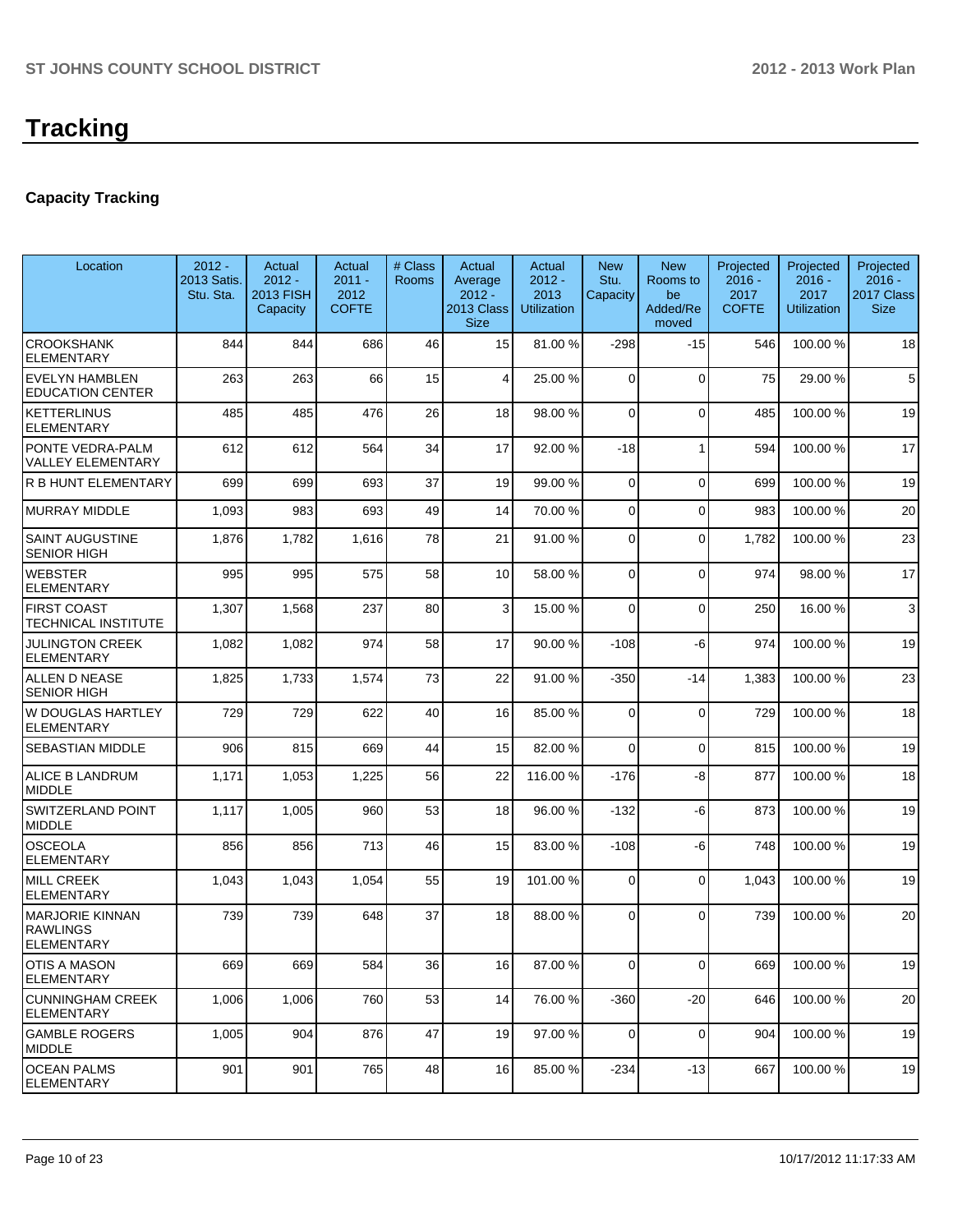# Tracking

## Capacity Tracking

| Location | 2012 - 2013 Satis. Stu. Sta. | Actual 2012 - 2013 FISH Capacity | Actual 2011 - 2012 COFTE | # Class Rooms | Actual Average 2012 - 2013 Class Size | Actual 2012 - 2013 Utilization | New Stu. Capacity | New Rooms to be Added/Removed | Projected 2016 - 2017 COFTE | Projected 2016 - 2017 Utilization | Projected 2016 - 2017 Class Size |
|---|---|---|---|---|---|---|---|---|---|---|---|
| CROOKSHANK ELEMENTARY | 844 | 844 | 686 | 46 | 15 | 81.00 % | -298 | -15 | 546 | 100.00 % | 18 |
| EVELYN HAMBLEN EDUCATION CENTER | 263 | 263 | 66 | 15 | 4 | 25.00 % | 0 | 0 | 75 | 29.00 % | 5 |
| KETTERLINUS ELEMENTARY | 485 | 485 | 476 | 26 | 18 | 98.00 % | 0 | 0 | 485 | 100.00 % | 19 |
| PONTE VEDRA-PALM VALLEY ELEMENTARY | 612 | 612 | 564 | 34 | 17 | 92.00 % | -18 | 1 | 594 | 100.00 % | 17 |
| R B HUNT ELEMENTARY | 699 | 699 | 693 | 37 | 19 | 99.00 % | 0 | 0 | 699 | 100.00 % | 19 |
| MURRAY MIDDLE | 1,093 | 983 | 693 | 49 | 14 | 70.00 % | 0 | 0 | 983 | 100.00 % | 20 |
| SAINT AUGUSTINE SENIOR HIGH | 1,876 | 1,782 | 1,616 | 78 | 21 | 91.00 % | 0 | 0 | 1,782 | 100.00 % | 23 |
| WEBSTER ELEMENTARY | 995 | 995 | 575 | 58 | 10 | 58.00 % | 0 | 0 | 974 | 98.00 % | 17 |
| FIRST COAST TECHNICAL INSTITUTE | 1,307 | 1,568 | 237 | 80 | 3 | 15.00 % | 0 | 0 | 250 | 16.00 % | 3 |
| JULINGTON CREEK ELEMENTARY | 1,082 | 1,082 | 974 | 58 | 17 | 90.00 % | -108 | -6 | 974 | 100.00 % | 19 |
| ALLEN D NEASE SENIOR HIGH | 1,825 | 1,733 | 1,574 | 73 | 22 | 91.00 % | -350 | -14 | 1,383 | 100.00 % | 23 |
| W DOUGLAS HARTLEY ELEMENTARY | 729 | 729 | 622 | 40 | 16 | 85.00 % | 0 | 0 | 729 | 100.00 % | 18 |
| SEBASTIAN MIDDLE | 906 | 815 | 669 | 44 | 15 | 82.00 % | 0 | 0 | 815 | 100.00 % | 19 |
| ALICE B LANDRUM MIDDLE | 1,171 | 1,053 | 1,225 | 56 | 22 | 116.00 % | -176 | -8 | 877 | 100.00 % | 18 |
| SWITZERLAND POINT MIDDLE | 1,117 | 1,005 | 960 | 53 | 18 | 96.00 % | -132 | -6 | 873 | 100.00 % | 19 |
| OSCEOLA ELEMENTARY | 856 | 856 | 713 | 46 | 15 | 83.00 % | -108 | -6 | 748 | 100.00 % | 19 |
| MILL CREEK ELEMENTARY | 1,043 | 1,043 | 1,054 | 55 | 19 | 101.00 % | 0 | 0 | 1,043 | 100.00 % | 19 |
| MARJORIE KINNAN RAWLINGS ELEMENTARY | 739 | 739 | 648 | 37 | 18 | 88.00 % | 0 | 0 | 739 | 100.00 % | 20 |
| OTIS A MASON ELEMENTARY | 669 | 669 | 584 | 36 | 16 | 87.00 % | 0 | 0 | 669 | 100.00 % | 19 |
| CUNNINGHAM CREEK ELEMENTARY | 1,006 | 1,006 | 760 | 53 | 14 | 76.00 % | -360 | -20 | 646 | 100.00 % | 20 |
| GAMBLE ROGERS MIDDLE | 1,005 | 904 | 876 | 47 | 19 | 97.00 % | 0 | 0 | 904 | 100.00 % | 19 |
| OCEAN PALMS ELEMENTARY | 901 | 901 | 765 | 48 | 16 | 85.00 % | -234 | -13 | 667 | 100.00 % | 19 |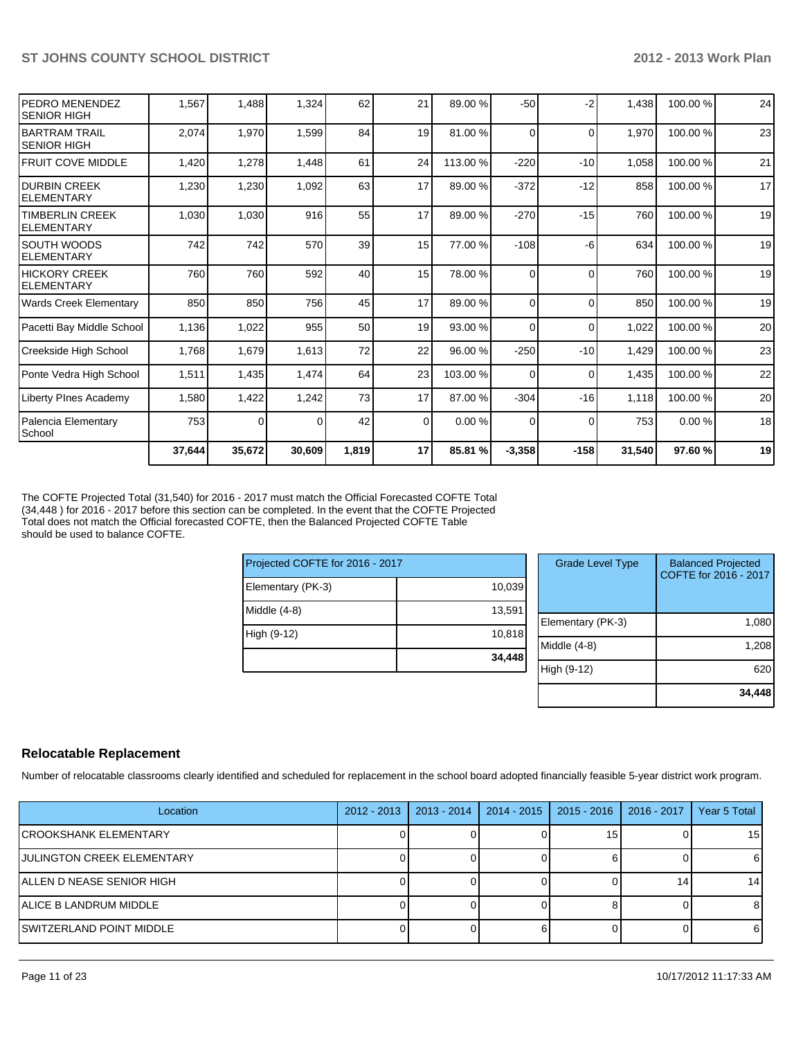| | | | | | | | | | | | |
|---|---|---|---|---|---|---|---|---|---|---|---|
| PEDRO MENENDEZ SENIOR HIGH | 1,567 | 1,488 | 1,324 | 62 | 21 | 89.00 % | -50 | -2 | 1,438 | 100.00 % | 24 |
| BARTRAM TRAIL SENIOR HIGH | 2,074 | 1,970 | 1,599 | 84 | 19 | 81.00 % | 0 | 0 | 1,970 | 100.00 % | 23 |
| FRUIT COVE MIDDLE | 1,420 | 1,278 | 1,448 | 61 | 24 | 113.00 % | -220 | -10 | 1,058 | 100.00 % | 21 |
| DURBIN CREEK ELEMENTARY | 1,230 | 1,230 | 1,092 | 63 | 17 | 89.00 % | -372 | -12 | 858 | 100.00 % | 17 |
| TIMBERLIN CREEK ELEMENTARY | 1,030 | 1,030 | 916 | 55 | 17 | 89.00 % | -270 | -15 | 760 | 100.00 % | 19 |
| SOUTH WOODS ELEMENTARY | 742 | 742 | 570 | 39 | 15 | 77.00 % | -108 | -6 | 634 | 100.00 % | 19 |
| HICKORY CREEK ELEMENTARY | 760 | 760 | 592 | 40 | 15 | 78.00 % | 0 | 0 | 760 | 100.00 % | 19 |
| Wards Creek Elementary | 850 | 850 | 756 | 45 | 17 | 89.00 % | 0 | 0 | 850 | 100.00 % | 19 |
| Pacetti Bay Middle School | 1,136 | 1,022 | 955 | 50 | 19 | 93.00 % | 0 | 0 | 1,022 | 100.00 % | 20 |
| Creekside High School | 1,768 | 1,679 | 1,613 | 72 | 22 | 96.00 % | -250 | -10 | 1,429 | 100.00 % | 23 |
| Ponte Vedra High School | 1,511 | 1,435 | 1,474 | 64 | 23 | 103.00 % | 0 | 0 | 1,435 | 100.00 % | 22 |
| Liberty PInes Academy | 1,580 | 1,422 | 1,242 | 73 | 17 | 87.00 % | -304 | -16 | 1,118 | 100.00 % | 20 |
| Palencia Elementary School | 753 | 0 | 0 | 42 | 0 | 0.00 % | 0 | 0 | 753 | 0.00 % | 18 |
| | **37,644** | **35,672** | **30,609** | **1,819** | **17** | **85.81 %** | **-3,358** | **-158** | **31,540** | **97.60 %** | **19** |

The COFTE Projected Total (31,540) for 2016 - 2017 must match the Official Forecasted COFTE Total (34,448 ) for 2016 - 2017 before this section can be completed. In the event that the COFTE Projected Total does not match the Official forecasted COFTE, then the Balanced Projected COFTE Table should be used to balance COFTE.

| Projected COFTE for 2016 - 2017 | |
|---|---|
| Elementary (PK-3) | 10,039 |
| Middle (4-8) | 13,591 |
| High (9-12) | 10,818 |
| | **34,448** |

| Grade Level Type | Balanced Projected COFTE for 2016 - 2017 |
|---|---|
| Elementary (PK-3) | 1,080 |
| Middle (4-8) | 1,208 |
| High (9-12) | 620 |
| | **34,448** |

## Relocatable Replacement

Number of relocatable classrooms clearly identified and scheduled for replacement in the school board adopted financially feasible 5-year district work program.

| Location | 2012 - 2013 | 2013 - 2014 | 2014 - 2015 | 2015 - 2016 | 2016 - 2017 | Year 5 Total |
|---|---|---|---|---|---|---|
| CROOKSHANK ELEMENTARY | 0 | 0 | 0 | 15 | 0 | 15 |
| JULINGTON CREEK ELEMENTARY | 0 | 0 | 0 | 6 | 0 | 6 |
| ALLEN D NEASE SENIOR HIGH | 0 | 0 | 0 | 0 | 14 | 14 |
| ALICE B LANDRUM MIDDLE | 0 | 0 | 0 | 8 | 0 | 8 |
| SWITZERLAND POINT MIDDLE | 0 | 0 | 6 | 0 | 0 | 6 |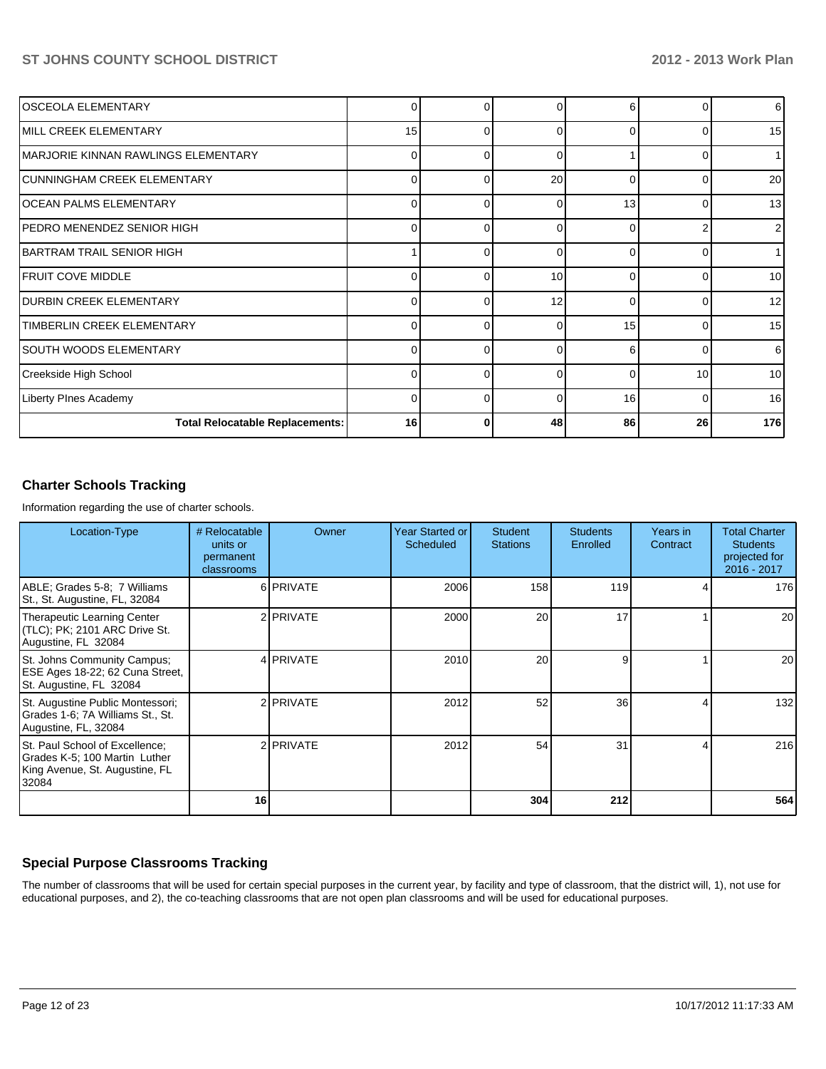| | | | | | | |
|---|---|---|---|---|---|---|
| OSCEOLA ELEMENTARY | 0 | 0 | 0 | 6 | 0 | 6 |
| MILL CREEK ELEMENTARY | 15 | 0 | 0 | 0 | 0 | 15 |
| MARJORIE KINNAN RAWLINGS ELEMENTARY | 0 | 0 | 0 | 1 | 0 | 1 |
| CUNNINGHAM CREEK ELEMENTARY | 0 | 0 | 20 | 0 | 0 | 20 |
| OCEAN PALMS ELEMENTARY | 0 | 0 | 0 | 13 | 0 | 13 |
| PEDRO MENENDEZ SENIOR HIGH | 0 | 0 | 0 | 0 | 2 | 2 |
| BARTRAM TRAIL SENIOR HIGH | 1 | 0 | 0 | 0 | 0 | 1 |
| FRUIT COVE MIDDLE | 0 | 0 | 10 | 0 | 0 | 10 |
| DURBIN CREEK ELEMENTARY | 0 | 0 | 12 | 0 | 0 | 12 |
| TIMBERLIN CREEK ELEMENTARY | 0 | 0 | 0 | 15 | 0 | 15 |
| SOUTH WOODS ELEMENTARY | 0 | 0 | 0 | 6 | 0 | 6 |
| Creekside High School | 0 | 0 | 0 | 0 | 10 | 10 |
| Liberty PInes Academy | 0 | 0 | 0 | 16 | 0 | 16 |
| **Total Relocatable Replacements:** | **16** | **0** | **48** | **86** | **26** | **176** |

## Charter Schools Tracking

Information regarding the use of charter schools.

| Location-Type | # Relocatable units or permanent classrooms | Owner | Year Started or Scheduled | Student Stations | Students Enrolled | Years in Contract | Total Charter Students projected for 2016 - 2017 |
|---|---|---|---|---|---|---|---|
| ABLE; Grades 5-8; 7 Williams St., St. Augustine, FL, 32084 | 6 | PRIVATE | 2006 | 158 | 119 | 4 | 176 |
| Therapeutic Learning Center (TLC); PK; 2101 ARC Drive St. Augustine, FL 32084 | 2 | PRIVATE | 2000 | 20 | 17 | 1 | 20 |
| St. Johns Community Campus; ESE Ages 18-22; 62 Cuna Street, St. Augustine, FL 32084 | 4 | PRIVATE | 2010 | 20 | 9 | 1 | 20 |
| St. Augustine Public Montessori; Grades 1-6; 7A Williams St., St. Augustine, FL, 32084 | 2 | PRIVATE | 2012 | 52 | 36 | 4 | 132 |
| St. Paul School of Excellence; Grades K-5; 100 Martin Luther King Avenue, St. Augustine, FL 32084 | 2 | PRIVATE | 2012 | 54 | 31 | 4 | 216 |
| | **16** | | | **304** | **212** | | **564** |

## Special Purpose Classrooms Tracking

The number of classrooms that will be used for certain special purposes in the current year, by facility and type of classroom, that the district will, 1), not use for educational purposes, and 2), the co-teaching classrooms that are not open plan classrooms and will be used for educational purposes.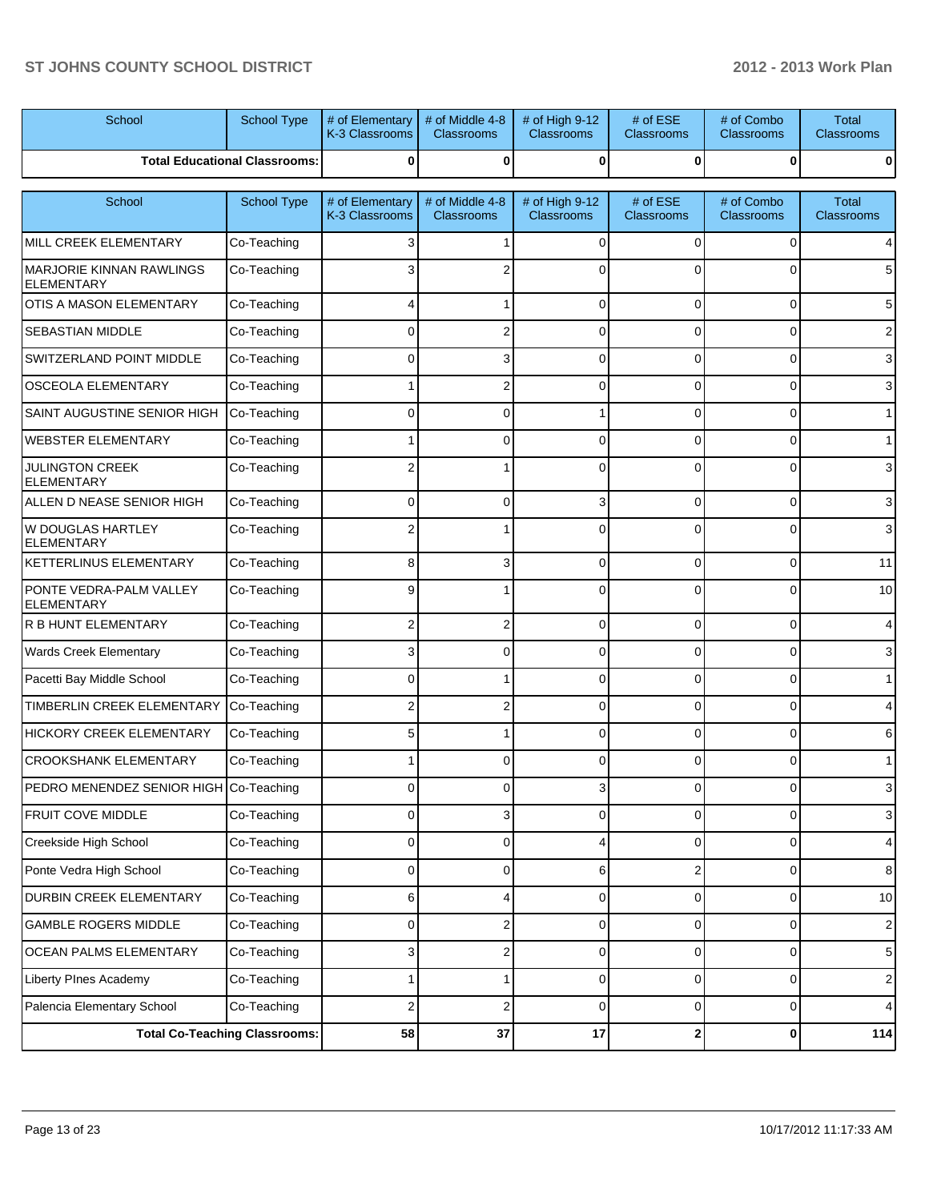| School | School Type | # of Elementary K-3 Classrooms | # of Middle 4-8 Classrooms | # of High 9-12 Classrooms | # of ESE Classrooms | # of Combo Classrooms | Total Classrooms |
|---|---|---|---|---|---|---|---|
| Total Educational Classrooms: | | 0 | 0 | 0 | 0 | 0 | 0 |

| School | School Type | # of Elementary K-3 Classrooms | # of Middle 4-8 Classrooms | # of High 9-12 Classrooms | # of ESE Classrooms | # of Combo Classrooms | Total Classrooms |
|---|---|---|---|---|---|---|---|
| MILL CREEK ELEMENTARY | Co-Teaching | 3 | 1 | 0 | 0 | 0 | 4 |
| MARJORIE KINNAN RAWLINGS ELEMENTARY | Co-Teaching | 3 | 2 | 0 | 0 | 0 | 5 |
| OTIS A MASON ELEMENTARY | Co-Teaching | 4 | 1 | 0 | 0 | 0 | 5 |
| SEBASTIAN MIDDLE | Co-Teaching | 0 | 2 | 0 | 0 | 0 | 2 |
| SWITZERLAND POINT MIDDLE | Co-Teaching | 0 | 3 | 0 | 0 | 0 | 3 |
| OSCEOLA ELEMENTARY | Co-Teaching | 1 | 2 | 0 | 0 | 0 | 3 |
| SAINT AUGUSTINE SENIOR HIGH | Co-Teaching | 0 | 0 | 1 | 0 | 0 | 1 |
| WEBSTER ELEMENTARY | Co-Teaching | 1 | 0 | 0 | 0 | 0 | 1 |
| JULINGTON CREEK ELEMENTARY | Co-Teaching | 2 | 1 | 0 | 0 | 0 | 3 |
| ALLEN D NEASE SENIOR HIGH | Co-Teaching | 0 | 0 | 3 | 0 | 0 | 3 |
| W DOUGLAS HARTLEY ELEMENTARY | Co-Teaching | 2 | 1 | 0 | 0 | 0 | 3 |
| KETTERLINUS ELEMENTARY | Co-Teaching | 8 | 3 | 0 | 0 | 0 | 11 |
| PONTE VEDRA-PALM VALLEY ELEMENTARY | Co-Teaching | 9 | 1 | 0 | 0 | 0 | 10 |
| R B HUNT ELEMENTARY | Co-Teaching | 2 | 2 | 0 | 0 | 0 | 4 |
| Wards Creek Elementary | Co-Teaching | 3 | 0 | 0 | 0 | 0 | 3 |
| Pacetti Bay Middle School | Co-Teaching | 0 | 1 | 0 | 0 | 0 | 1 |
| TIMBERLIN CREEK ELEMENTARY | Co-Teaching | 2 | 2 | 0 | 0 | 0 | 4 |
| HICKORY CREEK ELEMENTARY | Co-Teaching | 5 | 1 | 0 | 0 | 0 | 6 |
| CROOKSHANK ELEMENTARY | Co-Teaching | 1 | 0 | 0 | 0 | 0 | 1 |
| PEDRO MENENDEZ SENIOR HIGH | Co-Teaching | 0 | 0 | 3 | 0 | 0 | 3 |
| FRUIT COVE MIDDLE | Co-Teaching | 0 | 3 | 0 | 0 | 0 | 3 |
| Creekside High School | Co-Teaching | 0 | 0 | 4 | 0 | 0 | 4 |
| Ponte Vedra High School | Co-Teaching | 0 | 0 | 6 | 2 | 0 | 8 |
| DURBIN CREEK ELEMENTARY | Co-Teaching | 6 | 4 | 0 | 0 | 0 | 10 |
| GAMBLE ROGERS MIDDLE | Co-Teaching | 0 | 2 | 0 | 0 | 0 | 2 |
| OCEAN PALMS ELEMENTARY | Co-Teaching | 3 | 2 | 0 | 0 | 0 | 5 |
| Liberty PInes Academy | Co-Teaching | 1 | 1 | 0 | 0 | 0 | 2 |
| Palencia Elementary School | Co-Teaching | 2 | 2 | 0 | 0 | 0 | 4 |
| Total Co-Teaching Classrooms: | | 58 | 37 | 17 | 2 | 0 | 114 |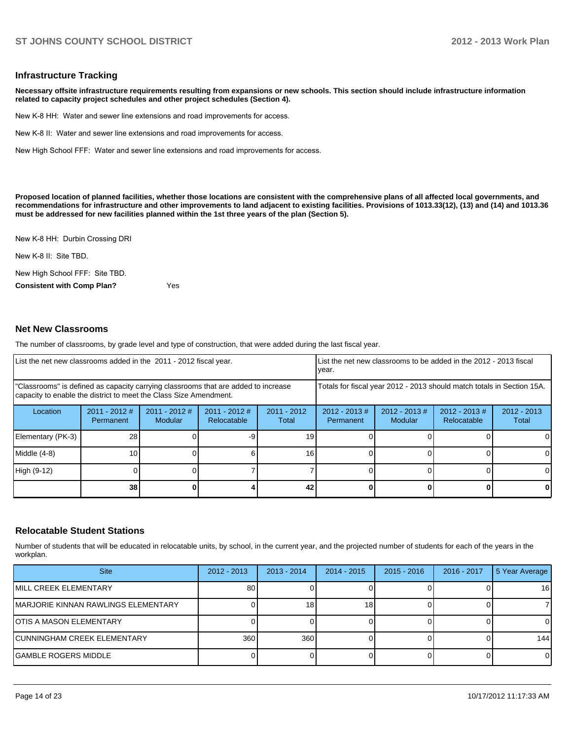## Infrastructure Tracking

**Necessary offsite infrastructure requirements resulting from expansions or new schools. This section should include infrastructure information related to capacity project schedules and other project schedules (Section 4).**

New K-8 HH: Water and sewer line extensions and road improvements for access.

New K-8 II: Water and sewer line extensions and road improvements for access.

New High School FFF: Water and sewer line extensions and road improvements for access.

**Proposed location of planned facilities, whether those locations are consistent with the comprehensive plans of all affected local governments, and recommendations for infrastructure and other improvements to land adjacent to existing facilities. Provisions of 1013.33(12), (13) and (14) and 1013.36 must be addressed for new facilities planned within the 1st three years of the plan (Section 5).**

New K-8 HH: Durbin Crossing DRI

New K-8 II: Site TBD.

New High School FFF: Site TBD.

**Consistent with Comp Plan?** Yes

## Net New Classrooms

The number of classrooms, by grade level and type of construction, that were added during the last fiscal year.

| List the net new classrooms added in the 2011 - 2012 fiscal year. | | | | | List the net new classrooms to be added in the 2012 - 2013 fiscal year. | | | |
|---|---|---|---|---|---|---|---|---|
| "Classrooms" is defined as capacity carrying classrooms that are added to increase capacity to enable the district to meet the Class Size Amendment. | | | | | Totals for fiscal year 2012 - 2013 should match totals in Section 15A. | | | |
| Location | 2011 - 2012 # Permanent | 2011 - 2012 # Modular | 2011 - 2012 # Relocatable | 2011 - 2012 Total | 2012 - 2013 # Permanent | 2012 - 2013 # Modular | 2012 - 2013 # Relocatable | 2012 - 2013 Total |
| Elementary (PK-3) | 28 | 0 | -9 | 19 | 0 | 0 | 0 | 0 |
| Middle (4-8) | 10 | 0 | 6 | 16 | 0 | 0 | 0 | 0 |
| High (9-12) | 0 | 0 | 7 | 7 | 0 | 0 | 0 | 0 |
| | **38** | **0** | **4** | **42** | **0** | **0** | **0** | **0** |

## Relocatable Student Stations

Number of students that will be educated in relocatable units, by school, in the current year, and the projected number of students for each of the years in the workplan.

| Site | 2012 - 2013 | 2013 - 2014 | 2014 - 2015 | 2015 - 2016 | 2016 - 2017 | 5 Year Average |
|---|---|---|---|---|---|---|
| MILL CREEK ELEMENTARY | 80 | 0 | 0 | 0 | 0 | 16 |
| MARJORIE KINNAN RAWLINGS ELEMENTARY | 0 | 18 | 18 | 0 | 0 | 7 |
| OTIS A MASON ELEMENTARY | 0 | 0 | 0 | 0 | 0 | 0 |
| CUNNINGHAM CREEK ELEMENTARY | 360 | 360 | 0 | 0 | 0 | 144 |
| GAMBLE ROGERS MIDDLE | 0 | 0 | 0 | 0 | 0 | 0 |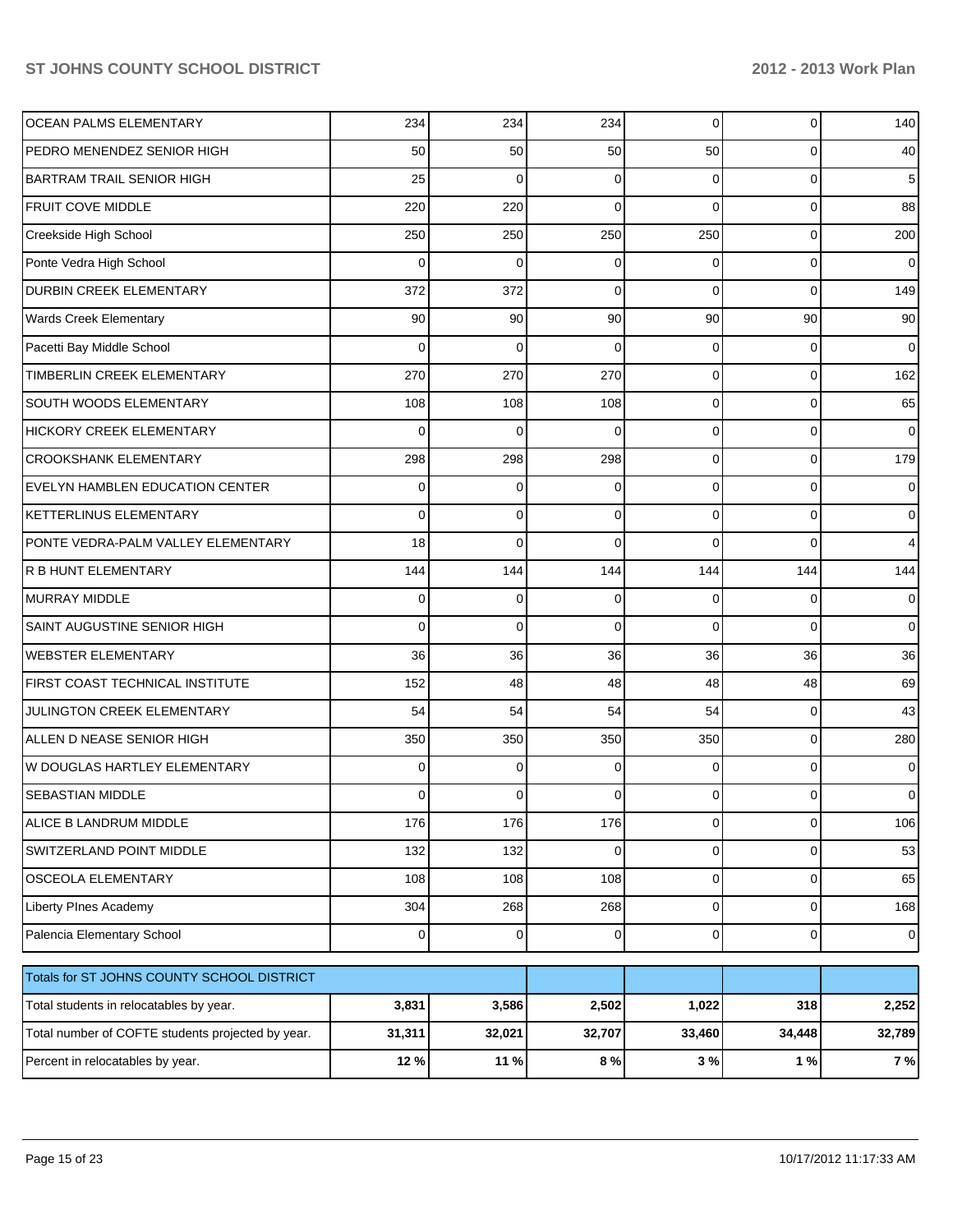| | | | | | | |
|---|---|---|---|---|---|---|
| OCEAN PALMS ELEMENTARY | 234 | 234 | 234 | 0 | 0 | 140 |
| PEDRO MENENDEZ SENIOR HIGH | 50 | 50 | 50 | 50 | 0 | 40 |
| BARTRAM TRAIL SENIOR HIGH | 25 | 0 | 0 | 0 | 0 | 5 |
| FRUIT COVE MIDDLE | 220 | 220 | 0 | 0 | 0 | 88 |
| Creekside High School | 250 | 250 | 250 | 250 | 0 | 200 |
| Ponte Vedra High School | 0 | 0 | 0 | 0 | 0 | 0 |
| DURBIN CREEK ELEMENTARY | 372 | 372 | 0 | 0 | 0 | 149 |
| Wards Creek Elementary | 90 | 90 | 90 | 90 | 90 | 90 |
| Pacetti Bay Middle School | 0 | 0 | 0 | 0 | 0 | 0 |
| TIMBERLIN CREEK ELEMENTARY | 270 | 270 | 270 | 0 | 0 | 162 |
| SOUTH WOODS ELEMENTARY | 108 | 108 | 108 | 0 | 0 | 65 |
| HICKORY CREEK ELEMENTARY | 0 | 0 | 0 | 0 | 0 | 0 |
| CROOKSHANK ELEMENTARY | 298 | 298 | 298 | 0 | 0 | 179 |
| EVELYN HAMBLEN EDUCATION CENTER | 0 | 0 | 0 | 0 | 0 | 0 |
| KETTERLINUS ELEMENTARY | 0 | 0 | 0 | 0 | 0 | 0 |
| PONTE VEDRA-PALM VALLEY ELEMENTARY | 18 | 0 | 0 | 0 | 0 | 4 |
| R B HUNT ELEMENTARY | 144 | 144 | 144 | 144 | 144 | 144 |
| MURRAY MIDDLE | 0 | 0 | 0 | 0 | 0 | 0 |
| SAINT AUGUSTINE SENIOR HIGH | 0 | 0 | 0 | 0 | 0 | 0 |
| WEBSTER ELEMENTARY | 36 | 36 | 36 | 36 | 36 | 36 |
| FIRST COAST TECHNICAL INSTITUTE | 152 | 48 | 48 | 48 | 48 | 69 |
| JULINGTON CREEK ELEMENTARY | 54 | 54 | 54 | 54 | 0 | 43 |
| ALLEN D NEASE SENIOR HIGH | 350 | 350 | 350 | 350 | 0 | 280 |
| W DOUGLAS HARTLEY ELEMENTARY | 0 | 0 | 0 | 0 | 0 | 0 |
| SEBASTIAN MIDDLE | 0 | 0 | 0 | 0 | 0 | 0 |
| ALICE B LANDRUM MIDDLE | 176 | 176 | 176 | 0 | 0 | 106 |
| SWITZERLAND POINT MIDDLE | 132 | 132 | 0 | 0 | 0 | 53 |
| OSCEOLA ELEMENTARY | 108 | 108 | 108 | 0 | 0 | 65 |
| Liberty PInes Academy | 304 | 268 | 268 | 0 | 0 | 168 |
| Palencia Elementary School | 0 | 0 | 0 | 0 | 0 | 0 |

| Totals for ST JOHNS COUNTY SCHOOL DISTRICT | | | | | | |
|---|---|---|---|---|---|---|
| Total students in relocatables by year. | **3,831** | **3,586** | **2,502** | **1,022** | **318** | **2,252** |
| Total number of COFTE students projected by year. | **31,311** | **32,021** | **32,707** | **33,460** | **34,448** | **32,789** |
| Percent in relocatables by year. | **12 %** | **11 %** | **8 %** | **3 %** | **1 %** | **7 %** |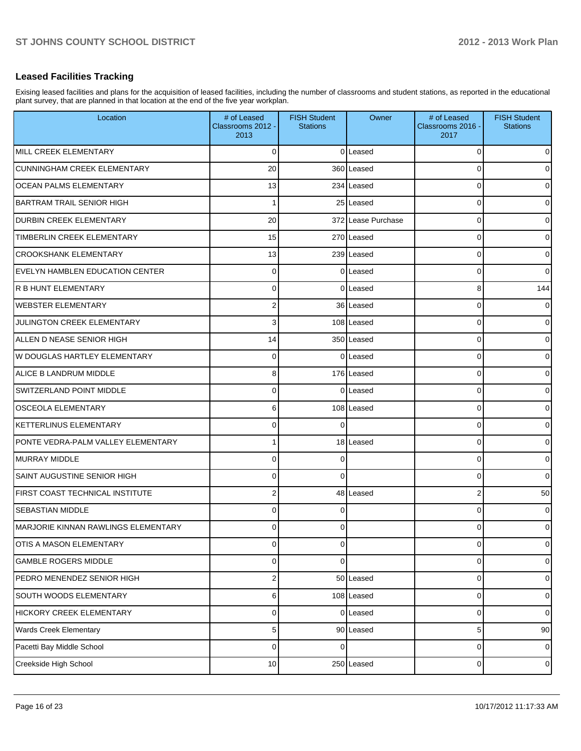## Leased Facilities Tracking

Exising leased facilities and plans for the acquisition of leased facilities, including the number of classrooms and student stations, as reported in the educational plant survey, that are planned in that location at the end of the five year workplan.

| Location | # of Leased Classrooms 2012 - 2013 | FISH Student Stations | Owner | # of Leased Classrooms 2016 - 2017 | FISH Student Stations |
|---|---|---|---|---|---|
| MILL CREEK ELEMENTARY | 0 | 0 | Leased | 0 | 0 |
| CUNNINGHAM CREEK ELEMENTARY | 20 | 360 | Leased | 0 | 0 |
| OCEAN PALMS ELEMENTARY | 13 | 234 | Leased | 0 | 0 |
| BARTRAM TRAIL SENIOR HIGH | 1 | 25 | Leased | 0 | 0 |
| DURBIN CREEK ELEMENTARY | 20 | 372 | Lease Purchase | 0 | 0 |
| TIMBERLIN CREEK ELEMENTARY | 15 | 270 | Leased | 0 | 0 |
| CROOKSHANK ELEMENTARY | 13 | 239 | Leased | 0 | 0 |
| EVELYN HAMBLEN EDUCATION CENTER | 0 | 0 | Leased | 0 | 0 |
| R B HUNT ELEMENTARY | 0 | 0 | Leased | 8 | 144 |
| WEBSTER ELEMENTARY | 2 | 36 | Leased | 0 | 0 |
| JULINGTON CREEK ELEMENTARY | 3 | 108 | Leased | 0 | 0 |
| ALLEN D NEASE SENIOR HIGH | 14 | 350 | Leased | 0 | 0 |
| W DOUGLAS HARTLEY ELEMENTARY | 0 | 0 | Leased | 0 | 0 |
| ALICE B LANDRUM MIDDLE | 8 | 176 | Leased | 0 | 0 |
| SWITZERLAND POINT MIDDLE | 0 | 0 | Leased | 0 | 0 |
| OSCEOLA ELEMENTARY | 6 | 108 | Leased | 0 | 0 |
| KETTERLINUS ELEMENTARY | 0 | 0 | | 0 | 0 |
| PONTE VEDRA-PALM VALLEY ELEMENTARY | 1 | 18 | Leased | 0 | 0 |
| MURRAY MIDDLE | 0 | 0 | | 0 | 0 |
| SAINT AUGUSTINE SENIOR HIGH | 0 | 0 | | 0 | 0 |
| FIRST COAST TECHNICAL INSTITUTE | 2 | 48 | Leased | 2 | 50 |
| SEBASTIAN MIDDLE | 0 | 0 | | 0 | 0 |
| MARJORIE KINNAN RAWLINGS ELEMENTARY | 0 | 0 | | 0 | 0 |
| OTIS A MASON ELEMENTARY | 0 | 0 | | 0 | 0 |
| GAMBLE ROGERS MIDDLE | 0 | 0 | | 0 | 0 |
| PEDRO MENENDEZ SENIOR HIGH | 2 | 50 | Leased | 0 | 0 |
| SOUTH WOODS ELEMENTARY | 6 | 108 | Leased | 0 | 0 |
| HICKORY CREEK ELEMENTARY | 0 | 0 | Leased | 0 | 0 |
| Wards Creek Elementary | 5 | 90 | Leased | 5 | 90 |
| Pacetti Bay Middle School | 0 | 0 | | 0 | 0 |
| Creekside High School | 10 | 250 | Leased | 0 | 0 |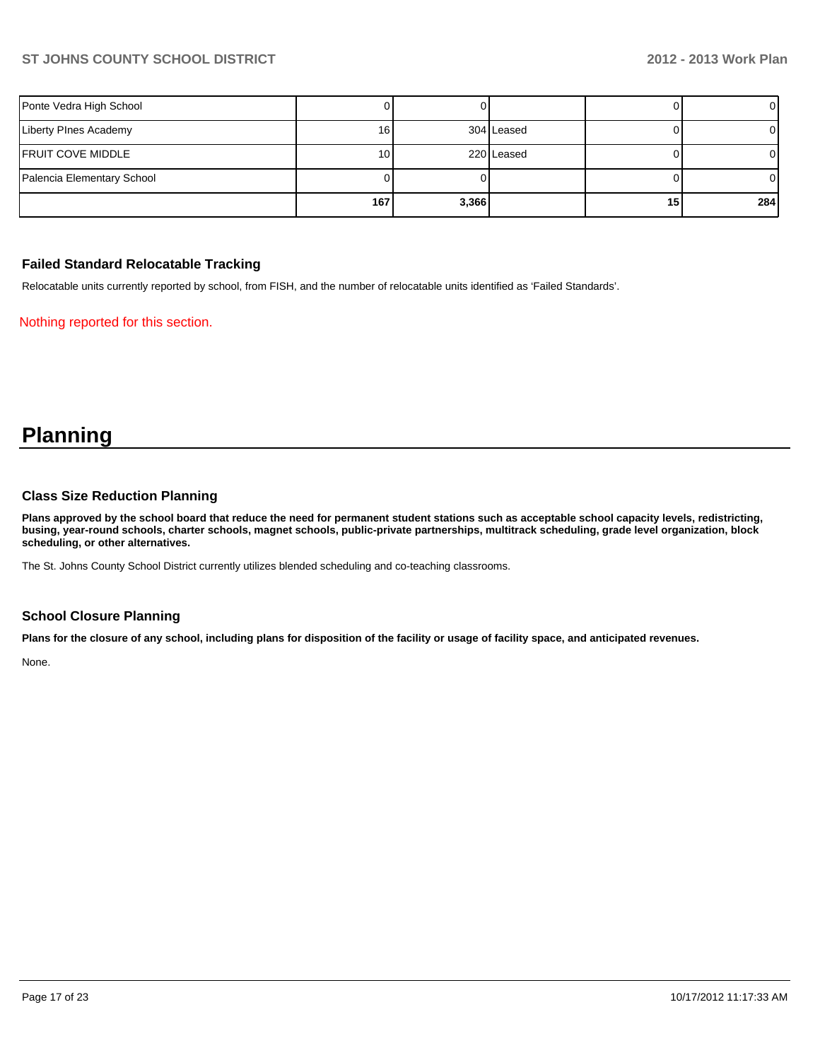| | | | | | |
|---|---|---|---|---|---|
| Ponte Vedra High School | 0 | 0 | | 0 | 0 |
| Liberty PInes Academy | 16 | 304 | Leased | 0 | 0 |
| FRUIT COVE MIDDLE | 10 | 220 | Leased | 0 | 0 |
| Palencia Elementary School | 0 | 0 | | 0 | 0 |
| | **167** | **3,366** | | **15** | **284** |

### Failed Standard Relocatable Tracking

Relocatable units currently reported by school, from FISH, and the number of relocatable units identified as 'Failed Standards'.

Nothing reported for this section.

# Planning

### Class Size Reduction Planning

**Plans approved by the school board that reduce the need for permanent student stations such as acceptable school capacity levels, redistricting, busing, year-round schools, charter schools, magnet schools, public-private partnerships, multitrack scheduling, grade level organization, block scheduling, or other alternatives.**

The St. Johns County School District currently utilizes blended scheduling and co-teaching classrooms.

### School Closure Planning

**Plans for the closure of any school, including plans for disposition of the facility or usage of facility space, and anticipated revenues.**

None.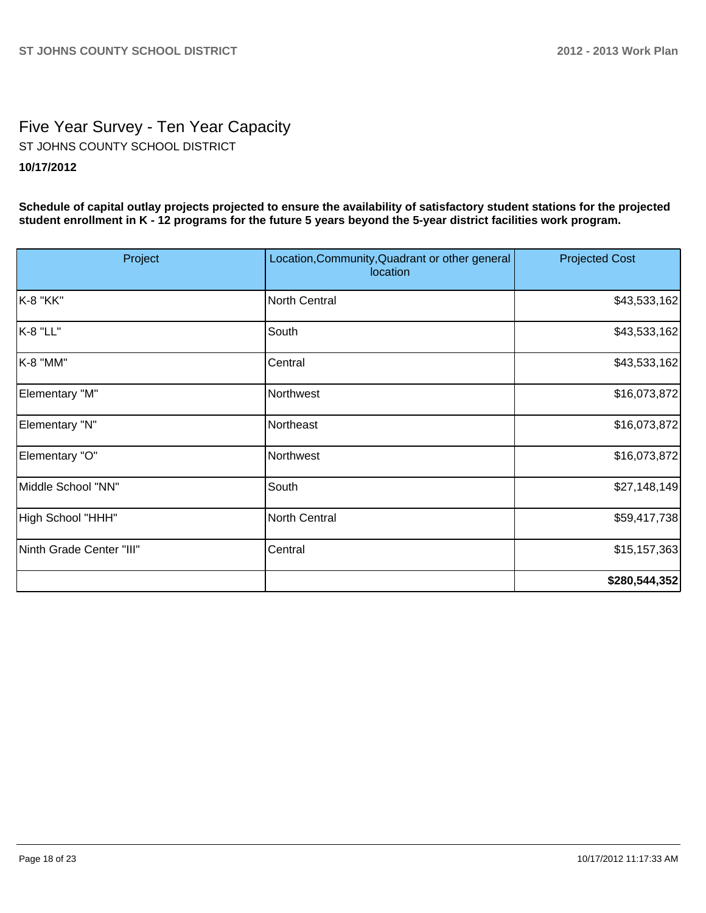# Five Year Survey - Ten Year Capacity

ST JOHNS COUNTY SCHOOL DISTRICT

**10/17/2012**

**Schedule of capital outlay projects projected to ensure the availability of satisfactory student stations for the projected student enrollment in K - 12 programs for the future 5 years beyond the 5-year district facilities work program.**

| Project | Location,Community,Quadrant or other general location | Projected Cost |
|---|---|---|
| K-8 "KK" | North Central | $43,533,162 |
| K-8 "LL" | South | $43,533,162 |
| K-8 "MM" | Central | $43,533,162 |
| Elementary "M" | Northwest | $16,073,872 |
| Elementary "N" | Northeast | $16,073,872 |
| Elementary "O" | Northwest | $16,073,872 |
| Middle School "NN" | South | $27,148,149 |
| High School "HHH" | North Central | $59,417,738 |
| Ninth Grade Center "III" | Central | $15,157,363 |
| | | **$280,544,352** |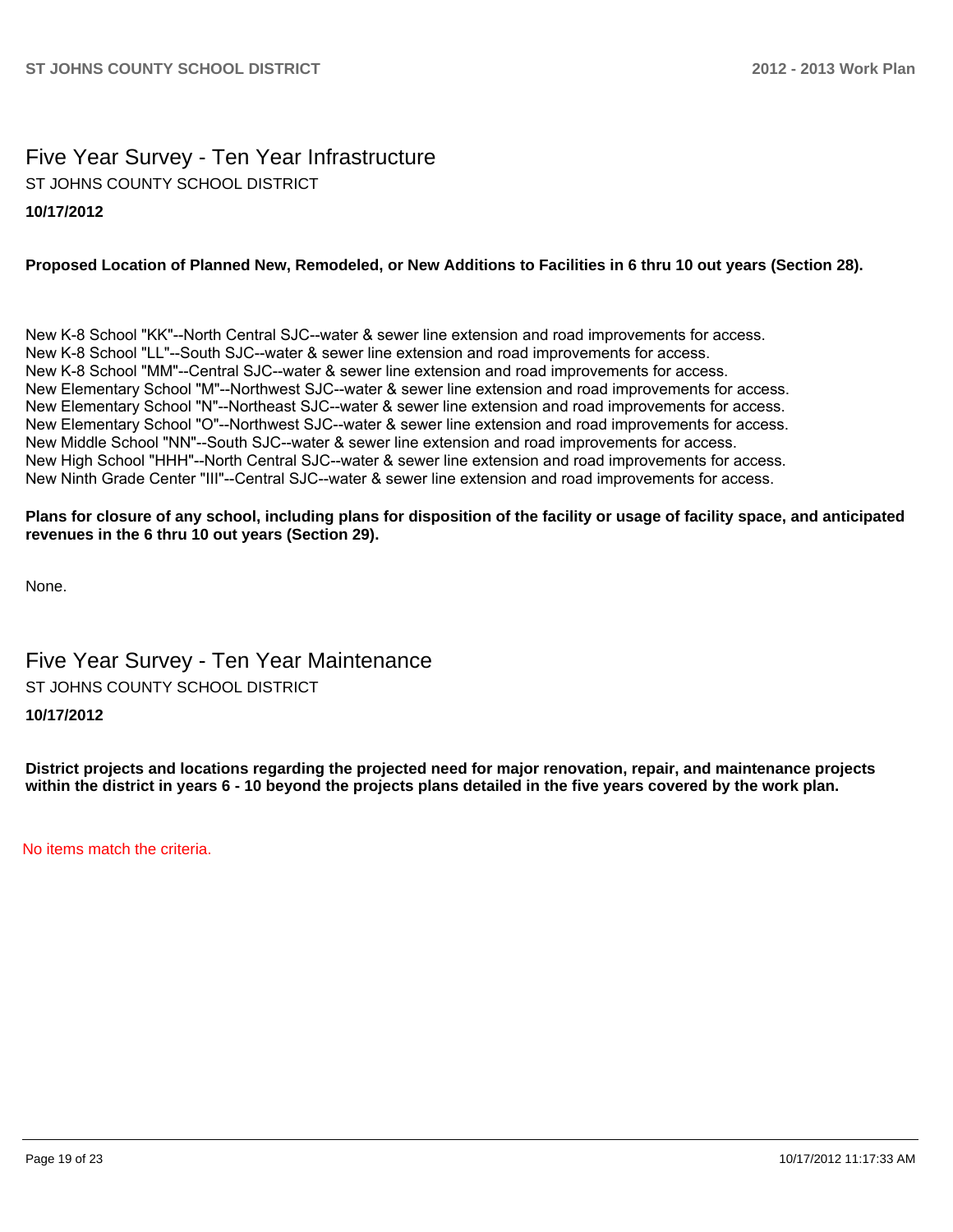# Five Year Survey - Ten Year Infrastructure

ST JOHNS COUNTY SCHOOL DISTRICT

**10/17/2012**

**Proposed Location of Planned New, Remodeled, or New Additions to Facilities in 6 thru 10 out years (Section 28).**

New K-8 School "KK"--North Central SJC--water & sewer line extension and road improvements for access.
New K-8 School "LL"--South SJC--water & sewer line extension and road improvements for access.
New K-8 School "MM"--Central SJC--water & sewer line extension and road improvements for access.
New Elementary School "M"--Northwest SJC--water & sewer line extension and road improvements for access.
New Elementary School "N"--Northeast SJC--water & sewer line extension and road improvements for access.
New Elementary School "O"--Northwest SJC--water & sewer line extension and road improvements for access.
New Middle School "NN"--South SJC--water & sewer line extension and road improvements for access.
New High School "HHH"--North Central SJC--water & sewer line extension and road improvements for access.
New Ninth Grade Center "III"--Central SJC--water & sewer line extension and road improvements for access.

**Plans for closure of any school, including plans for disposition of the facility or usage of facility space, and anticipated revenues in the 6 thru 10 out years (Section 29).**

None.

# Five Year Survey - Ten Year Maintenance

ST JOHNS COUNTY SCHOOL DISTRICT

**10/17/2012**

**District projects and locations regarding the projected need for major renovation, repair, and maintenance projects within the district in years 6 - 10 beyond the projects plans detailed in the five years covered by the work plan.**

No items match the criteria.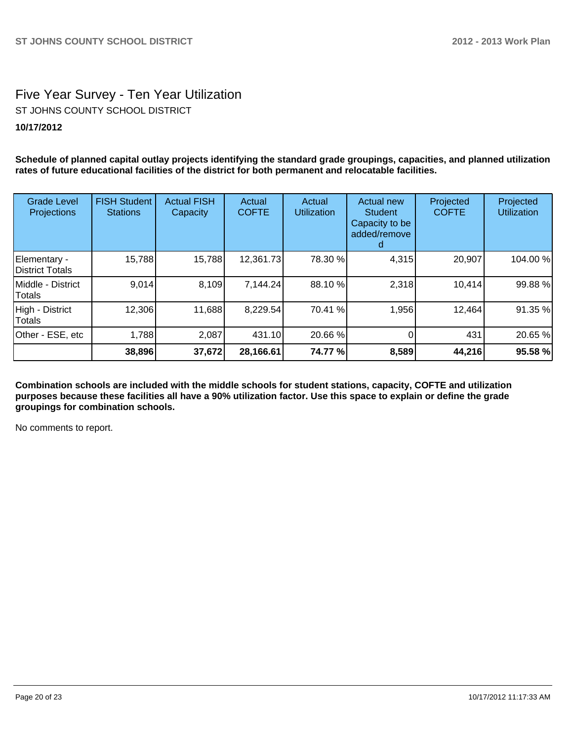# Five Year Survey - Ten Year Utilization

ST JOHNS COUNTY SCHOOL DISTRICT

**10/17/2012**

**Schedule of planned capital outlay projects identifying the standard grade groupings, capacities, and planned utilization rates of future educational facilities of the district for both permanent and relocatable facilities.**

| Grade Level Projections | FISH Student Stations | Actual FISH Capacity | Actual COFTE | Actual Utilization | Actual new Student Capacity to be added/removed | Projected COFTE | Projected Utilization |
|---|---|---|---|---|---|---|---|
| Elementary - District Totals | 15,788 | 15,788 | 12,361.73 | 78.30 % | 4,315 | 20,907 | 104.00 % |
| Middle - District Totals | 9,014 | 8,109 | 7,144.24 | 88.10 % | 2,318 | 10,414 | 99.88 % |
| High - District Totals | 12,306 | 11,688 | 8,229.54 | 70.41 % | 1,956 | 12,464 | 91.35 % |
| Other - ESE, etc | 1,788 | 2,087 | 431.10 | 20.66 % | 0 | 431 | 20.65 % |
| | **38,896** | **37,672** | **28,166.61** | **74.77 %** | **8,589** | **44,216** | **95.58 %** |

**Combination schools are included with the middle schools for student stations, capacity, COFTE and utilization purposes because these facilities all have a 90% utilization factor. Use this space to explain or define the grade groupings for combination schools.**

No comments to report.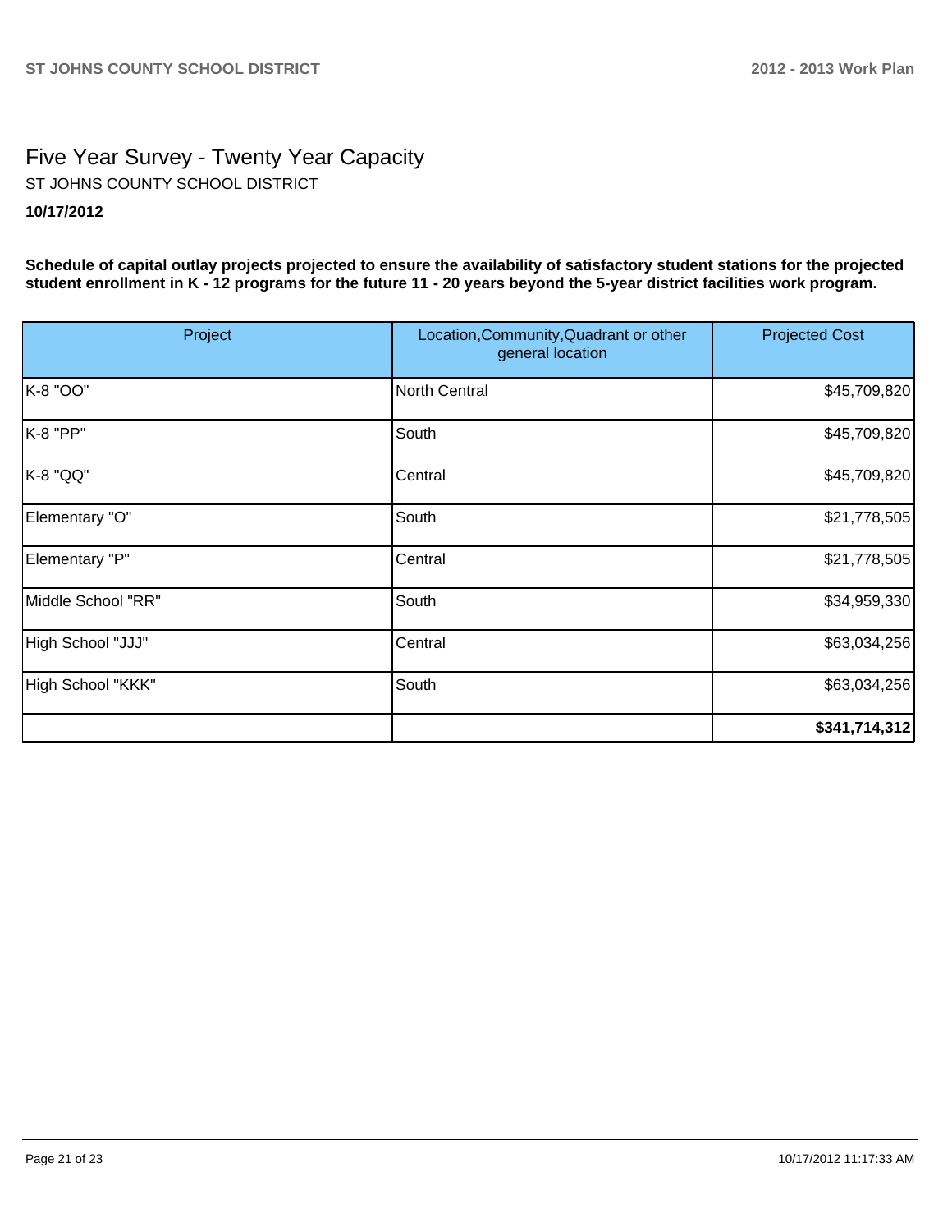# Five Year Survey - Twenty Year Capacity

ST JOHNS COUNTY SCHOOL DISTRICT

**10/17/2012**

**Schedule of capital outlay projects projected to ensure the availability of satisfactory student stations for the projected student enrollment in K - 12 programs for the future 11 - 20 years beyond the 5-year district facilities work program.**

| Project | Location,Community,Quadrant or other general location | Projected Cost |
|---|---|---:|
| K-8 "OO" | North Central | $45,709,820 |
| K-8 "PP" | South | $45,709,820 |
| K-8 "QQ" | Central | $45,709,820 |
| Elementary "O" | South | $21,778,505 |
| Elementary "P" | Central | $21,778,505 |
| Middle School "RR" | South | $34,959,330 |
| High School "JJJ" | Central | $63,034,256 |
| High School "KKK" | South | $63,034,256 |
| | | **$341,714,312** |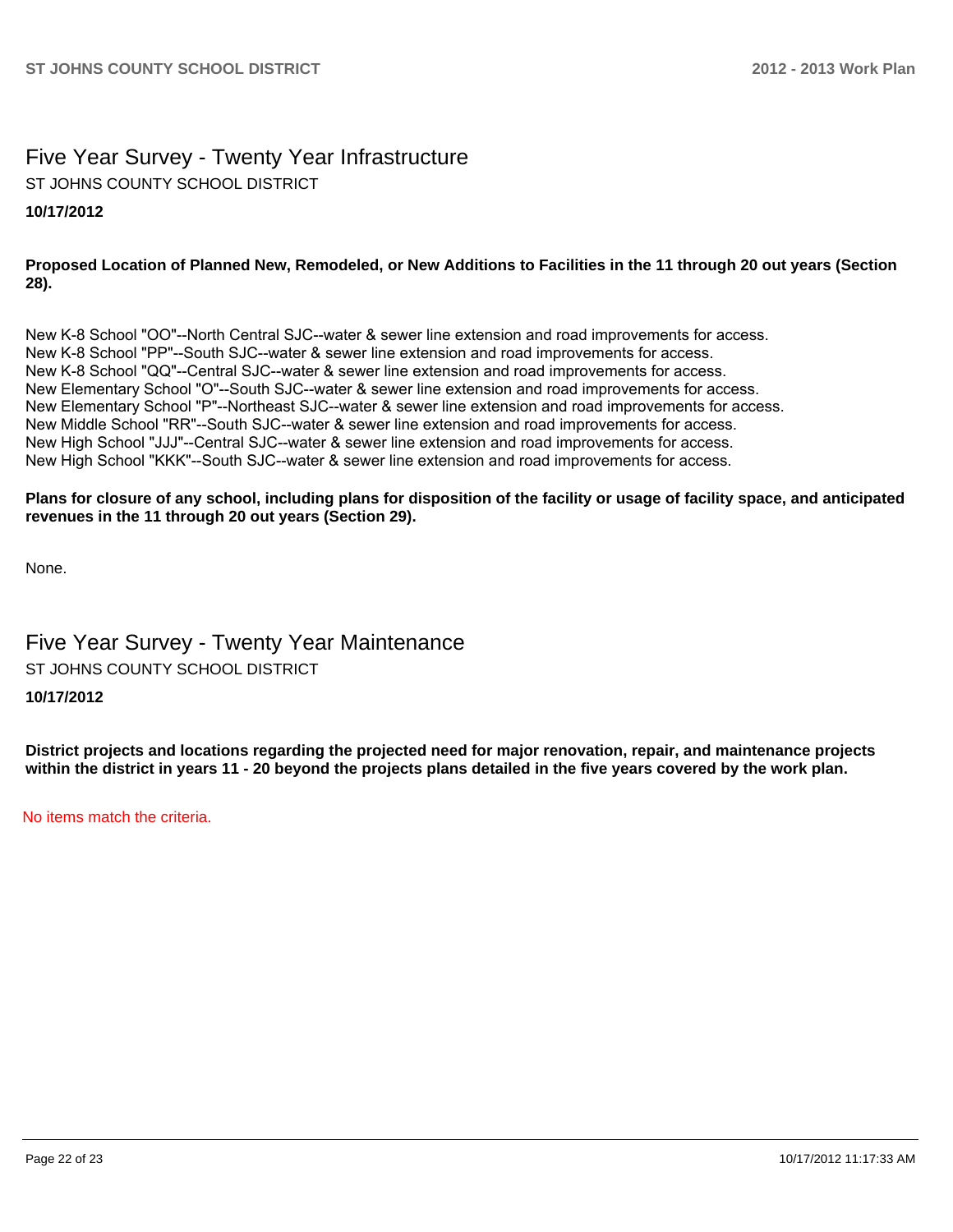# Five Year Survey - Twenty Year Infrastructure

ST JOHNS COUNTY SCHOOL DISTRICT

**10/17/2012**

**Proposed Location of Planned New, Remodeled, or New Additions to Facilities in the 11 through 20 out years (Section 28).**

New K-8 School "OO"--North Central SJC--water & sewer line extension and road improvements for access.
New K-8 School "PP"--South SJC--water & sewer line extension and road improvements for access.
New K-8 School "QQ"--Central SJC--water & sewer line extension and road improvements for access.
New Elementary School "O"--South SJC--water & sewer line extension and road improvements for access.
New Elementary School "P"--Northeast SJC--water & sewer line extension and road improvements for access.
New Middle School "RR"--South SJC--water & sewer line extension and road improvements for access.
New High School "JJJ"--Central SJC--water & sewer line extension and road improvements for access.
New High School "KKK"--South SJC--water & sewer line extension and road improvements for access.

**Plans for closure of any school, including plans for disposition of the facility or usage of facility space, and anticipated revenues in the 11 through 20 out years (Section 29).**

None.

# Five Year Survey - Twenty Year Maintenance

ST JOHNS COUNTY SCHOOL DISTRICT

**10/17/2012**

**District projects and locations regarding the projected need for major renovation, repair, and maintenance projects within the district in years 11 - 20 beyond the projects plans detailed in the five years covered by the work plan.**

No items match the criteria.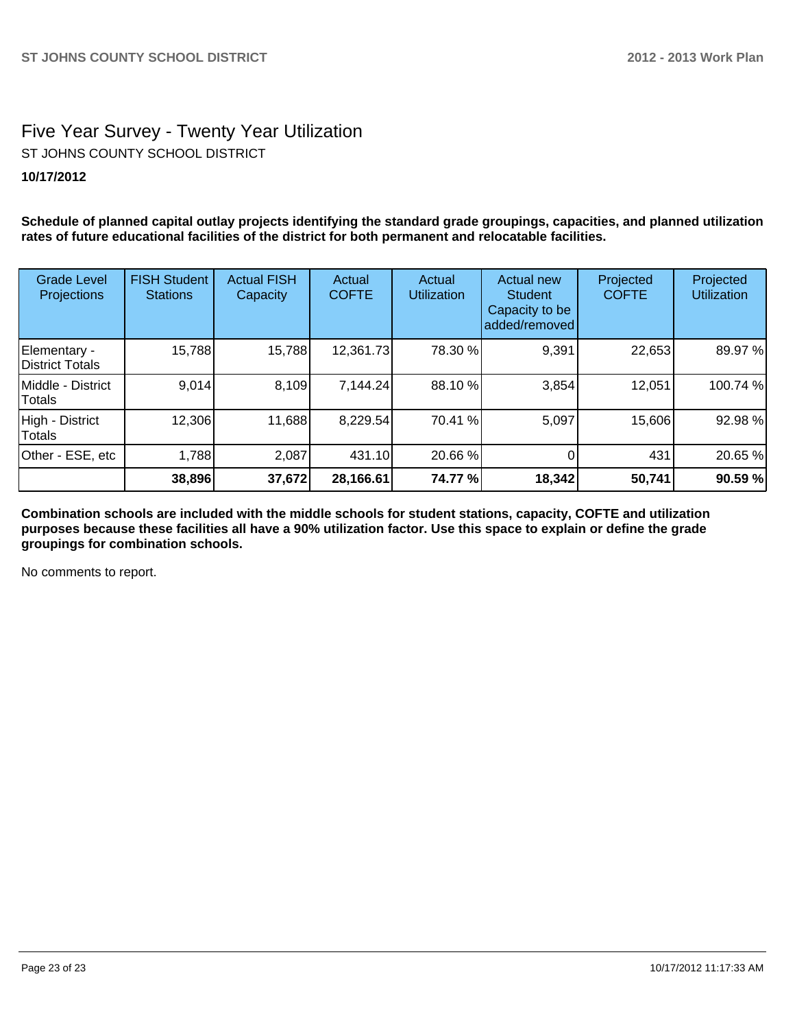# Five Year Survey - Twenty Year Utilization

ST JOHNS COUNTY SCHOOL DISTRICT

**10/17/2012**

**Schedule of planned capital outlay projects identifying the standard grade groupings, capacities, and planned utilization rates of future educational facilities of the district for both permanent and relocatable facilities.**

| Grade Level Projections | FISH Student Stations | Actual FISH Capacity | Actual COFTE | Actual Utilization | Actual new Student Capacity to be added/removed | Projected COFTE | Projected Utilization |
|---|---|---|---|---|---|---|---|
| Elementary - District Totals | 15,788 | 15,788 | 12,361.73 | 78.30 % | 9,391 | 22,653 | 89.97 % |
| Middle - District Totals | 9,014 | 8,109 | 7,144.24 | 88.10 % | 3,854 | 12,051 | 100.74 % |
| High - District Totals | 12,306 | 11,688 | 8,229.54 | 70.41 % | 5,097 | 15,606 | 92.98 % |
| Other - ESE, etc | 1,788 | 2,087 | 431.10 | 20.66 % | 0 | 431 | 20.65 % |
| | **38,896** | **37,672** | **28,166.61** | **74.77 %** | **18,342** | **50,741** | **90.59 %** |

**Combination schools are included with the middle schools for student stations, capacity, COFTE and utilization purposes because these facilities all have a 90% utilization factor. Use this space to explain or define the grade groupings for combination schools.**

No comments to report.